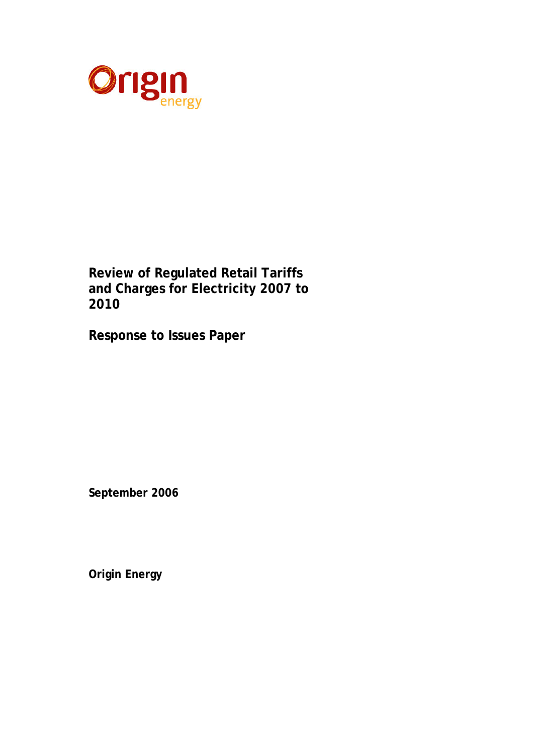Origin energy

# Review of Regulated Retail Tariffs and Charges for Electricity 2007 to 2010

## Response to Issues Paper

**September 2006**

**Origin Energy**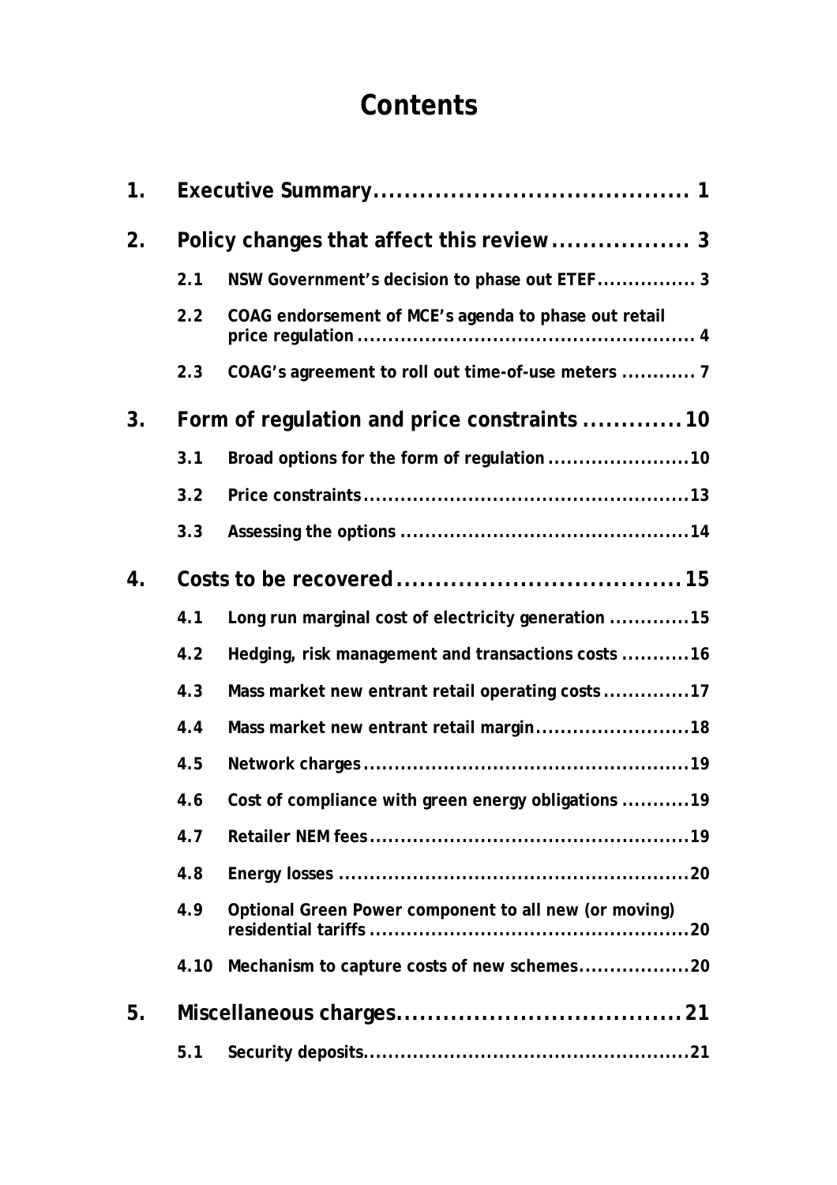# Contents

| | | |
|---|---|---|
| **1.** | **Executive Summary** | **1** |
| **2.** | **Policy changes that affect this review** | **3** |
| 2.1 | NSW Government's decision to phase out ETEF | 3 |
| 2.2 | COAG endorsement of MCE's agenda to phase out retail price regulation | 4 |
| 2.3 | COAG's agreement to roll out time-of-use meters | 7 |
| **3.** | **Form of regulation and price constraints** | **10** |
| 3.1 | Broad options for the form of regulation | 10 |
| 3.2 | Price constraints | 13 |
| 3.3 | Assessing the options | 14 |
| **4.** | **Costs to be recovered** | **15** |
| 4.1 | Long run marginal cost of electricity generation | 15 |
| 4.2 | Hedging, risk management and transactions costs | 16 |
| 4.3 | Mass market new entrant retail operating costs | 17 |
| 4.4 | Mass market new entrant retail margin | 18 |
| 4.5 | Network charges | 19 |
| 4.6 | Cost of compliance with green energy obligations | 19 |
| 4.7 | Retailer NEM fees | 19 |
| 4.8 | Energy losses | 20 |
| 4.9 | Optional Green Power component to all new (or moving) residential tariffs | 20 |
| 4.10 | Mechanism to capture costs of new schemes | 20 |
| **5.** | **Miscellaneous charges** | **21** |
| 5.1 | Security deposits | 21 |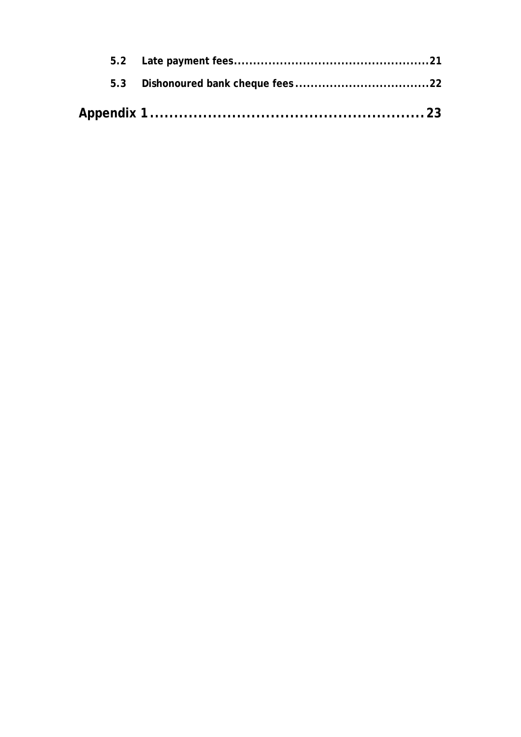5.2 Late payment fees....................................................21

5.3 Dishonoured bank cheque fees...................................22

**Appendix 1.........................................................23**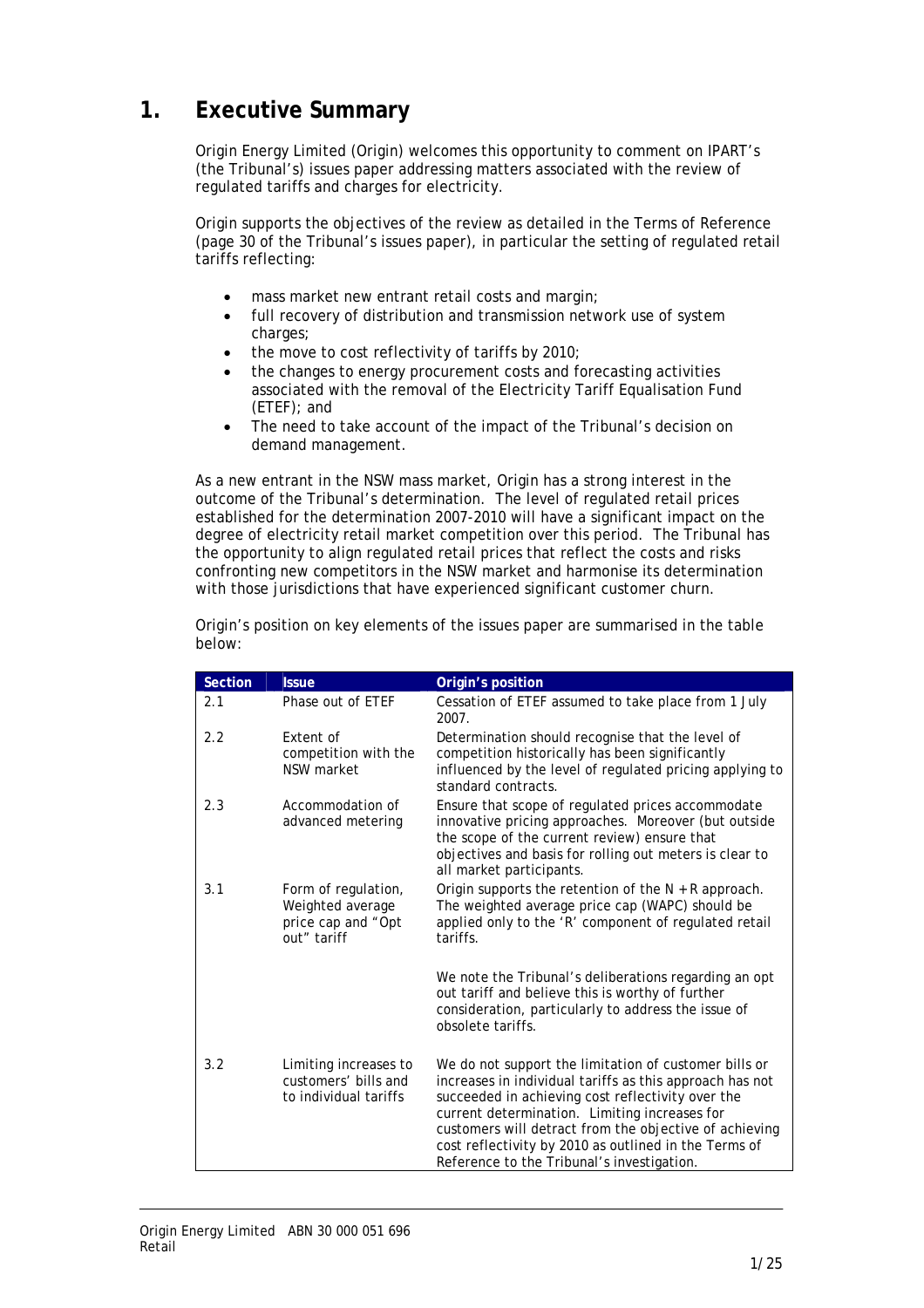# 1. Executive Summary

Origin Energy Limited (Origin) welcomes this opportunity to comment on IPART's (the Tribunal's) issues paper addressing matters associated with the review of regulated tariffs and charges for electricity.

Origin supports the objectives of the review as detailed in the Terms of Reference (page 30 of the Tribunal's issues paper), in particular the setting of regulated retail tariffs reflecting:

- mass market new entrant retail costs and margin;
- full recovery of distribution and transmission network use of system charges;
- the move to cost reflectivity of tariffs by 2010;
- the changes to energy procurement costs and forecasting activities associated with the removal of the Electricity Tariff Equalisation Fund (ETEF); and
- The need to take account of the impact of the Tribunal's decision on demand management.

As a new entrant in the NSW mass market, Origin has a strong interest in the outcome of the Tribunal's determination. The level of regulated retail prices established for the determination 2007-2010 will have a significant impact on the degree of electricity retail market competition over this period. The Tribunal has the opportunity to align regulated retail prices that reflect the costs and risks confronting new competitors in the NSW market and harmonise its determination with those jurisdictions that have experienced significant customer churn.

Origin's position on key elements of the issues paper are summarised in the table below:

| Section | Issue | Origin's position |
|---|---|---|
| 2.1 | Phase out of ETEF | Cessation of ETEF assumed to take place from 1 July 2007. |
| 2.2 | Extent of competition with the NSW market | Determination should recognise that the level of competition historically has been significantly influenced by the level of regulated pricing applying to standard contracts. |
| 2.3 | Accommodation of advanced metering | Ensure that scope of regulated prices accommodate innovative pricing approaches. Moreover (but outside the scope of the current review) ensure that objectives and basis for rolling out meters is clear to all market participants. |
| 3.1 | Form of regulation, Weighted average price cap and "Opt out" tariff | Origin supports the retention of the N + R approach. The weighted average price cap (WAPC) should be applied only to the 'R' component of regulated retail tariffs.<br><br>We note the Tribunal's deliberations regarding an opt out tariff and believe this is worthy of further consideration, particularly to address the issue of obsolete tariffs. |
| 3.2 | Limiting increases to customers' bills and to individual tariffs | We do not support the limitation of customer bills or increases in individual tariffs as this approach has not succeeded in achieving cost reflectivity over the current determination. Limiting increases for customers will detract from the objective of achieving cost reflectivity by 2010 as outlined in the Terms of Reference to the Tribunal's investigation. |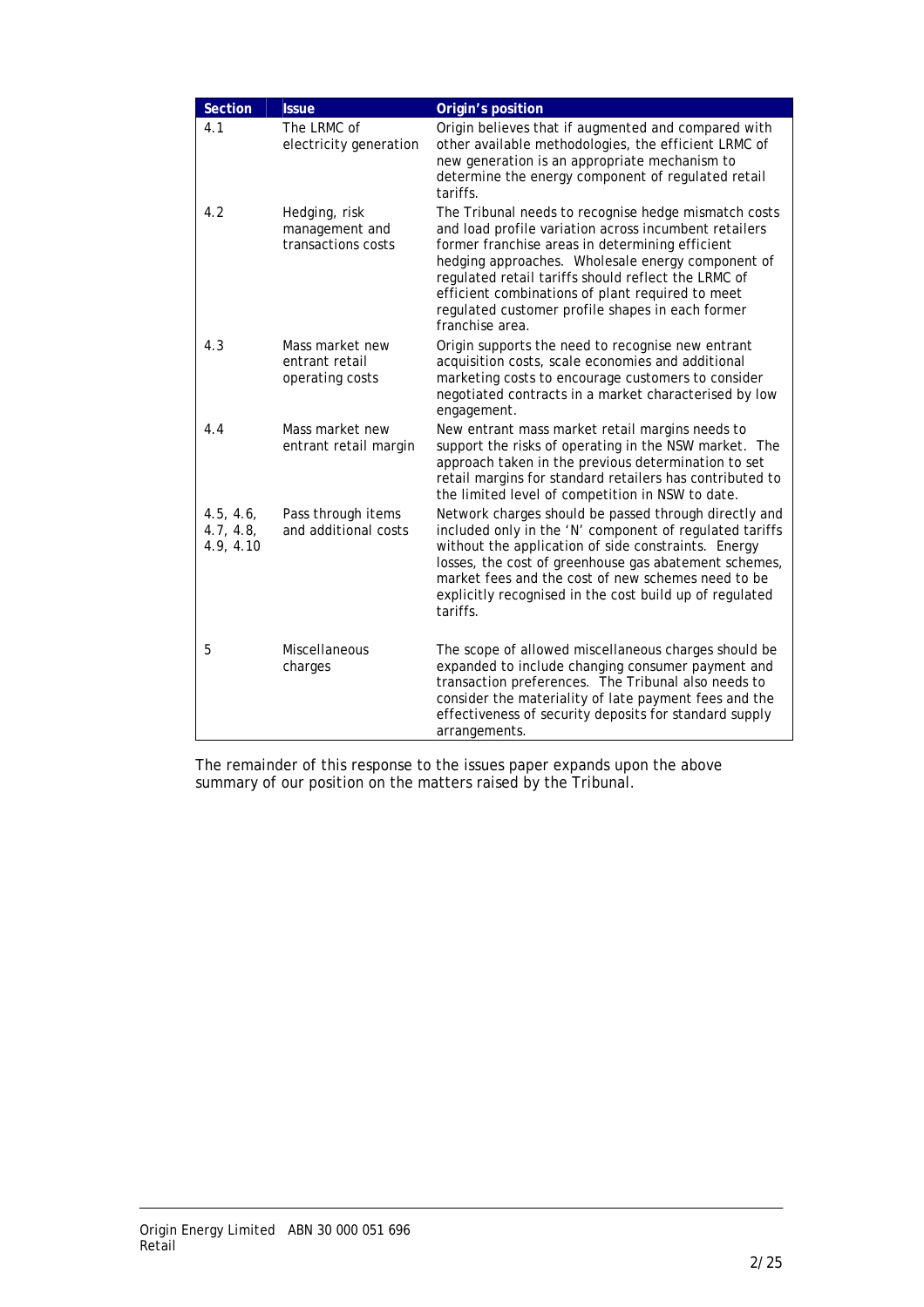| Section | Issue | Origin's position |
|---|---|---|
| 4.1 | The LRMC of electricity generation | Origin believes that if augmented and compared with other available methodologies, the efficient LRMC of new generation is an appropriate mechanism to determine the energy component of regulated retail tariffs. |
| 4.2 | Hedging, risk management and transactions costs | The Tribunal needs to recognise hedge mismatch costs and load profile variation across incumbent retailers former franchise areas in determining efficient hedging approaches. Wholesale energy component of regulated retail tariffs should reflect the LRMC of efficient combinations of plant required to meet regulated customer profile shapes in each former franchise area. |
| 4.3 | Mass market new entrant retail operating costs | Origin supports the need to recognise new entrant acquisition costs, scale economies and additional marketing costs to encourage customers to consider negotiated contracts in a market characterised by low engagement. |
| 4.4 | Mass market new entrant retail margin | New entrant mass market retail margins needs to support the risks of operating in the NSW market. The approach taken in the previous determination to set retail margins for standard retailers has contributed to the limited level of competition in NSW to date. |
| 4.5, 4.6, 4.7, 4.8, 4.9, 4.10 | Pass through items and additional costs | Network charges should be passed through directly and included only in the 'N' component of regulated tariffs without the application of side constraints. Energy losses, the cost of greenhouse gas abatement schemes, market fees and the cost of new schemes need to be explicitly recognised in the cost build up of regulated tariffs. |
| 5 | Miscellaneous charges | The scope of allowed miscellaneous charges should be expanded to include changing consumer payment and transaction preferences. The Tribunal also needs to consider the materiality of late payment fees and the effectiveness of security deposits for standard supply arrangements. |

The remainder of this response to the issues paper expands upon the above summary of our position on the matters raised by the Tribunal.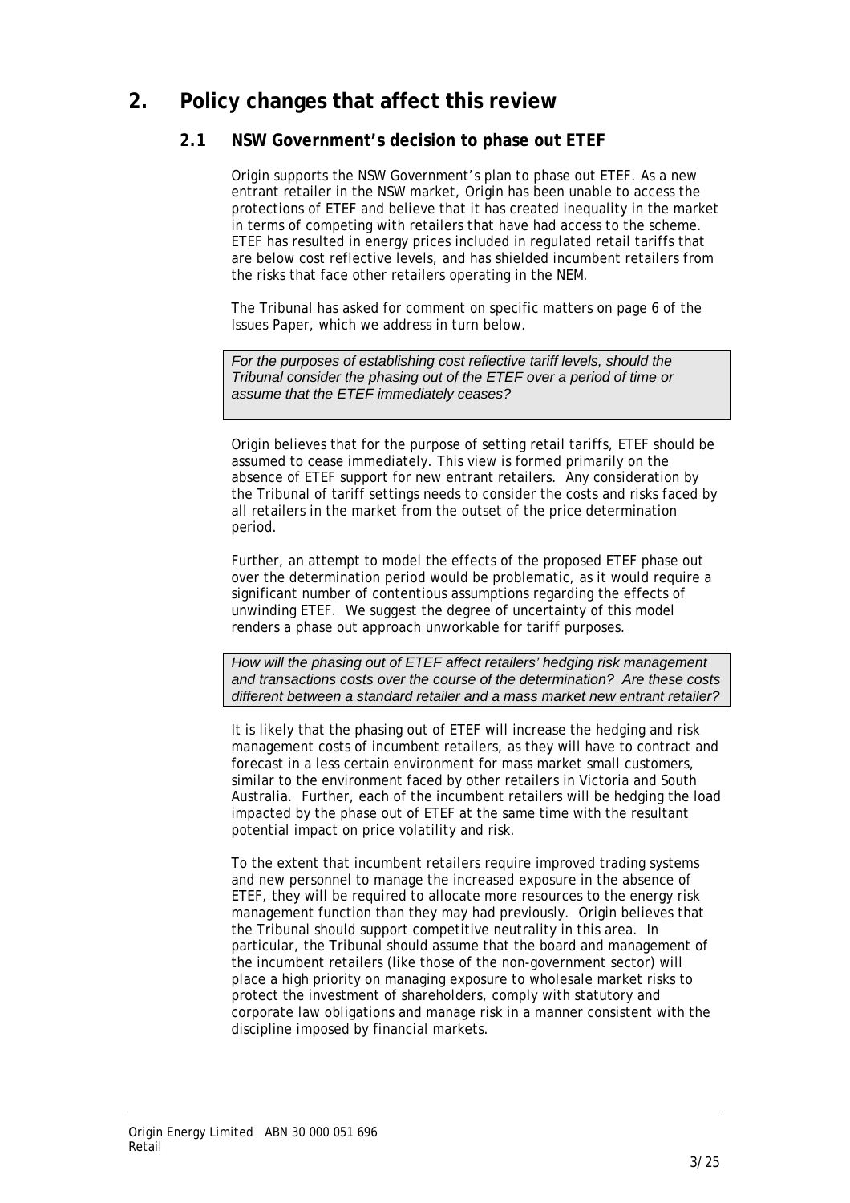## 2. Policy changes that affect this review

### 2.1 NSW Government's decision to phase out ETEF

Origin supports the NSW Government's plan to phase out ETEF. As a new entrant retailer in the NSW market, Origin has been unable to access the protections of ETEF and believe that it has created inequality in the market in terms of competing with retailers that have had access to the scheme. ETEF has resulted in energy prices included in regulated retail tariffs that are below cost reflective levels, and has shielded incumbent retailers from the risks that face other retailers operating in the NEM.

The Tribunal has asked for comment on specific matters on page 6 of the Issues Paper, which we address in turn below.

> *For the purposes of establishing cost reflective tariff levels, should the Tribunal consider the phasing out of the ETEF over a period of time or assume that the ETEF immediately ceases?*

Origin believes that for the purpose of setting retail tariffs, ETEF should be assumed to cease immediately. This view is formed primarily on the absence of ETEF support for new entrant retailers. Any consideration by the Tribunal of tariff settings needs to consider the costs and risks faced by all retailers in the market from the outset of the price determination period.

Further, an attempt to model the effects of the proposed ETEF phase out over the determination period would be problematic, as it would require a significant number of contentious assumptions regarding the effects of unwinding ETEF. We suggest the degree of uncertainty of this model renders a phase out approach unworkable for tariff purposes.

> *How will the phasing out of ETEF affect retailers' hedging risk management and transactions costs over the course of the determination? Are these costs different between a standard retailer and a mass market new entrant retailer?*

It is likely that the phasing out of ETEF will increase the hedging and risk management costs of incumbent retailers, as they will have to contract and forecast in a less certain environment for mass market small customers, similar to the environment faced by other retailers in Victoria and South Australia. Further, each of the incumbent retailers will be hedging the load impacted by the phase out of ETEF at the same time with the resultant potential impact on price volatility and risk.

To the extent that incumbent retailers require improved trading systems and new personnel to manage the increased exposure in the absence of ETEF, they will be required to allocate more resources to the energy risk management function than they may had previously. Origin believes that the Tribunal should support competitive neutrality in this area. In particular, the Tribunal should assume that the board and management of the incumbent retailers (like those of the non-government sector) will place a high priority on managing exposure to wholesale market risks to protect the investment of shareholders, comply with statutory and corporate law obligations and manage risk in a manner consistent with the discipline imposed by financial markets.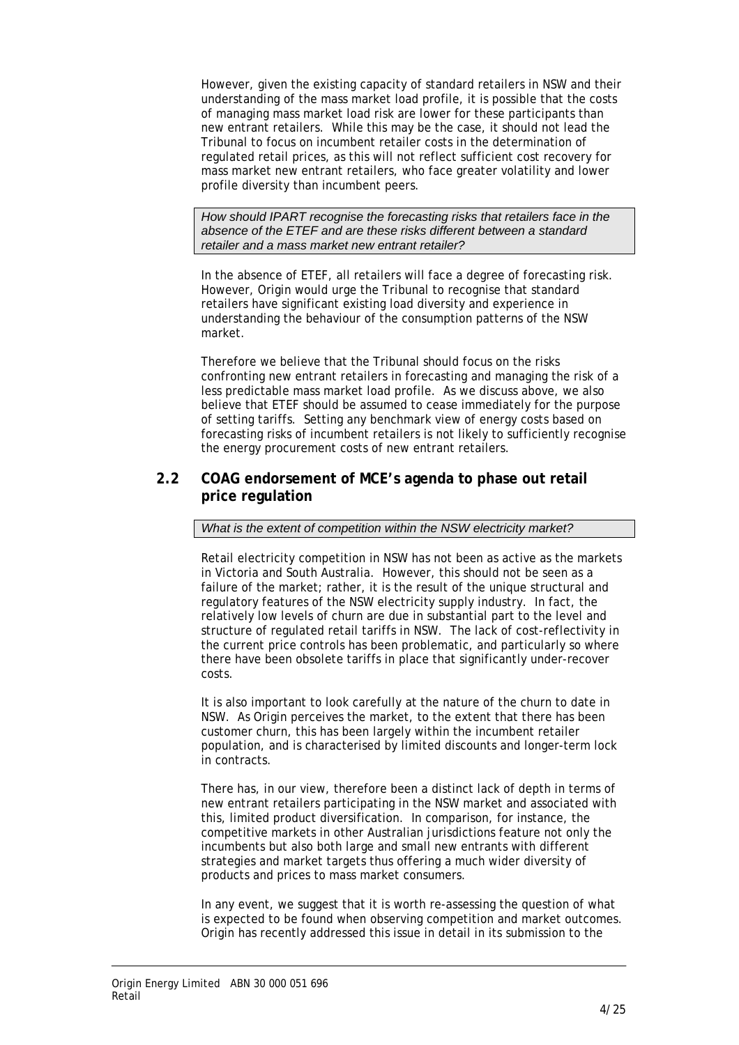However, given the existing capacity of standard retailers in NSW and their understanding of the mass market load profile, it is possible that the costs of managing mass market load risk are lower for these participants than new entrant retailers. While this may be the case, it should not lead the Tribunal to focus on incumbent retailer costs in the determination of regulated retail prices, as this will not reflect sufficient cost recovery for mass market new entrant retailers, who face greater volatility and lower profile diversity than incumbent peers.

*How should IPART recognise the forecasting risks that retailers face in the absence of the ETEF and are these risks different between a standard retailer and a mass market new entrant retailer?*

In the absence of ETEF, all retailers will face a degree of forecasting risk. However, Origin would urge the Tribunal to recognise that standard retailers have significant existing load diversity and experience in understanding the behaviour of the consumption patterns of the NSW market.

Therefore we believe that the Tribunal should focus on the risks confronting new entrant retailers in forecasting and managing the risk of a less predictable mass market load profile. As we discuss above, we also believe that ETEF should be assumed to cease immediately for the purpose of setting tariffs. Setting any benchmark view of energy costs based on forecasting risks of incumbent retailers is not likely to sufficiently recognise the energy procurement costs of new entrant retailers.

## 2.2 COAG endorsement of MCE's agenda to phase out retail price regulation

*What is the extent of competition within the NSW electricity market?*

Retail electricity competition in NSW has not been as active as the markets in Victoria and South Australia. However, this should not be seen as a failure of the market; rather, it is the result of the unique structural and regulatory features of the NSW electricity supply industry. In fact, the relatively low levels of churn are due in substantial part to the level and structure of regulated retail tariffs in NSW. The lack of cost-reflectivity in the current price controls has been problematic, and particularly so where there have been obsolete tariffs in place that significantly under-recover costs.

It is also important to look carefully at the nature of the churn to date in NSW. As Origin perceives the market, to the extent that there has been customer churn, this has been largely within the incumbent retailer population, and is characterised by limited discounts and longer-term lock in contracts.

There has, in our view, therefore been a distinct lack of depth in terms of new entrant retailers participating in the NSW market and associated with this, limited product diversification. In comparison, for instance, the competitive markets in other Australian jurisdictions feature not only the incumbents but also both large and small new entrants with different strategies and market targets thus offering a much wider diversity of products and prices to mass market consumers.

In any event, we suggest that it is worth re-assessing the question of what is expected to be found when observing competition and market outcomes. Origin has recently addressed this issue in detail in its submission to the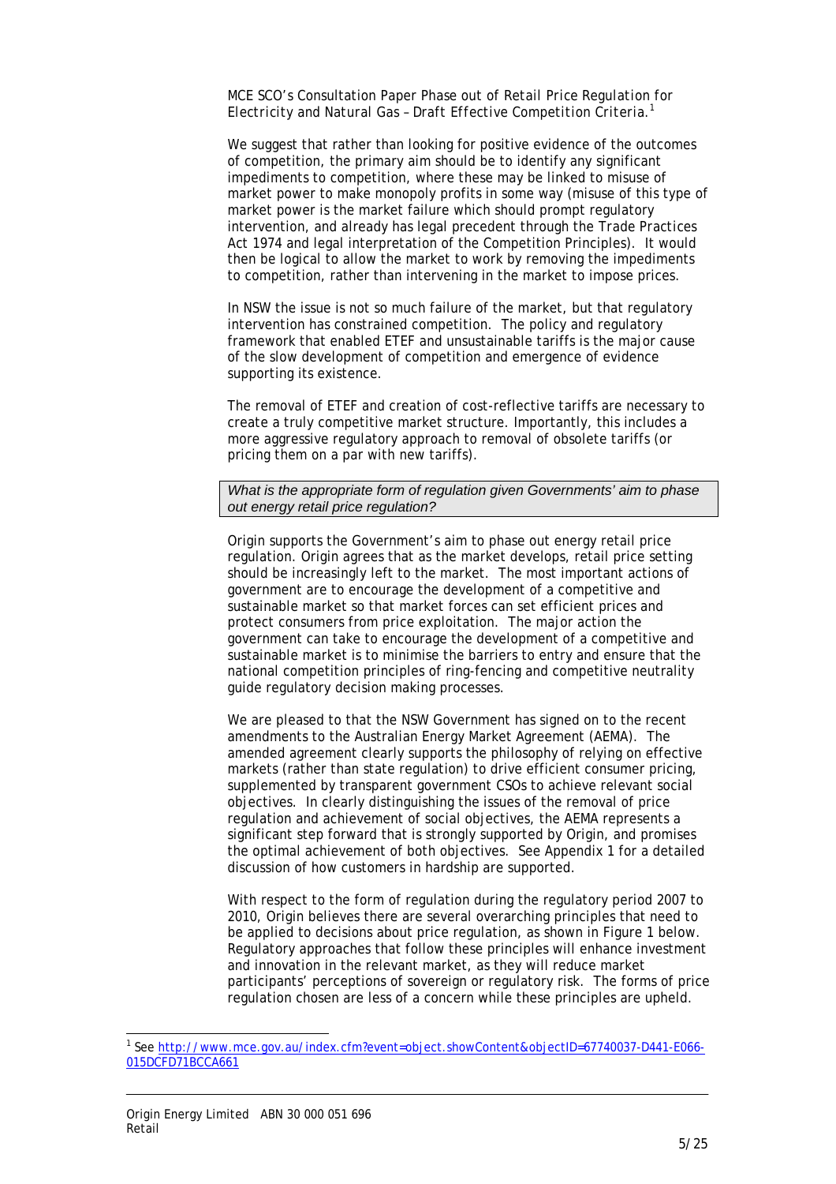MCE SCO's Consultation Paper *Phase out of Retail Price Regulation for Electricity and Natural Gas – Draft Effective Competition Criteria*.[1]

We suggest that rather than looking for positive evidence of the outcomes of competition, the primary aim should be to identify any significant impediments to competition, where these may be linked to misuse of market power to make monopoly profits in some way (misuse of this type of market power is the market failure which should prompt regulatory intervention, and already has legal precedent through the Trade Practices Act 1974 and legal interpretation of the Competition Principles). It would then be logical to allow the market to work by removing the impediments to competition, rather than intervening in the market to impose prices.

In NSW the issue is not so much failure of the market, but that regulatory intervention has constrained competition. The policy and regulatory framework that enabled ETEF and unsustainable tariffs is the major cause of the slow development of competition and emergence of evidence supporting its existence.

The removal of ETEF and creation of cost-reflective tariffs are necessary to create a truly competitive market structure. Importantly, this includes a more aggressive regulatory approach to removal of obsolete tariffs (or pricing them on a par with new tariffs).

> *What is the appropriate form of regulation given Governments' aim to phase out energy retail price regulation?*

Origin supports the Government's aim to phase out energy retail price regulation. Origin agrees that as the market develops, retail price setting should be increasingly left to the market. The most important actions of government are to encourage the development of a competitive and sustainable market so that market forces can set efficient prices and protect consumers from price exploitation. The major action the government can take to encourage the development of a competitive and sustainable market is to minimise the barriers to entry and ensure that the national competition principles of ring-fencing and competitive neutrality guide regulatory decision making processes.

We are pleased to that the NSW Government has signed on to the recent amendments to the Australian Energy Market Agreement (AEMA). The amended agreement clearly supports the philosophy of relying on effective markets (rather than state regulation) to drive efficient consumer pricing, supplemented by transparent government CSOs to achieve relevant social objectives. In clearly distinguishing the issues of the removal of price regulation and achievement of social objectives, the AEMA represents a significant step forward that is strongly supported by Origin, and promises the optimal achievement of both objectives. See Appendix 1 for a detailed discussion of how customers in hardship are supported.

With respect to the form of regulation during the regulatory period 2007 to 2010, Origin believes there are several overarching principles that need to be applied to decisions about price regulation, as shown in Figure 1 below. Regulatory approaches that follow these principles will enhance investment and innovation in the relevant market, as they will reduce market participants' perceptions of sovereign or regulatory risk. The forms of price regulation chosen are less of a concern while these principles are upheld.

---

[1] See http://www.mce.gov.au/index.cfm?event=object.showContent&objectID=67740037-D441-E066-015DCFD71BCCA661

Origin Energy Limited ABN 30 000 051 696
Retail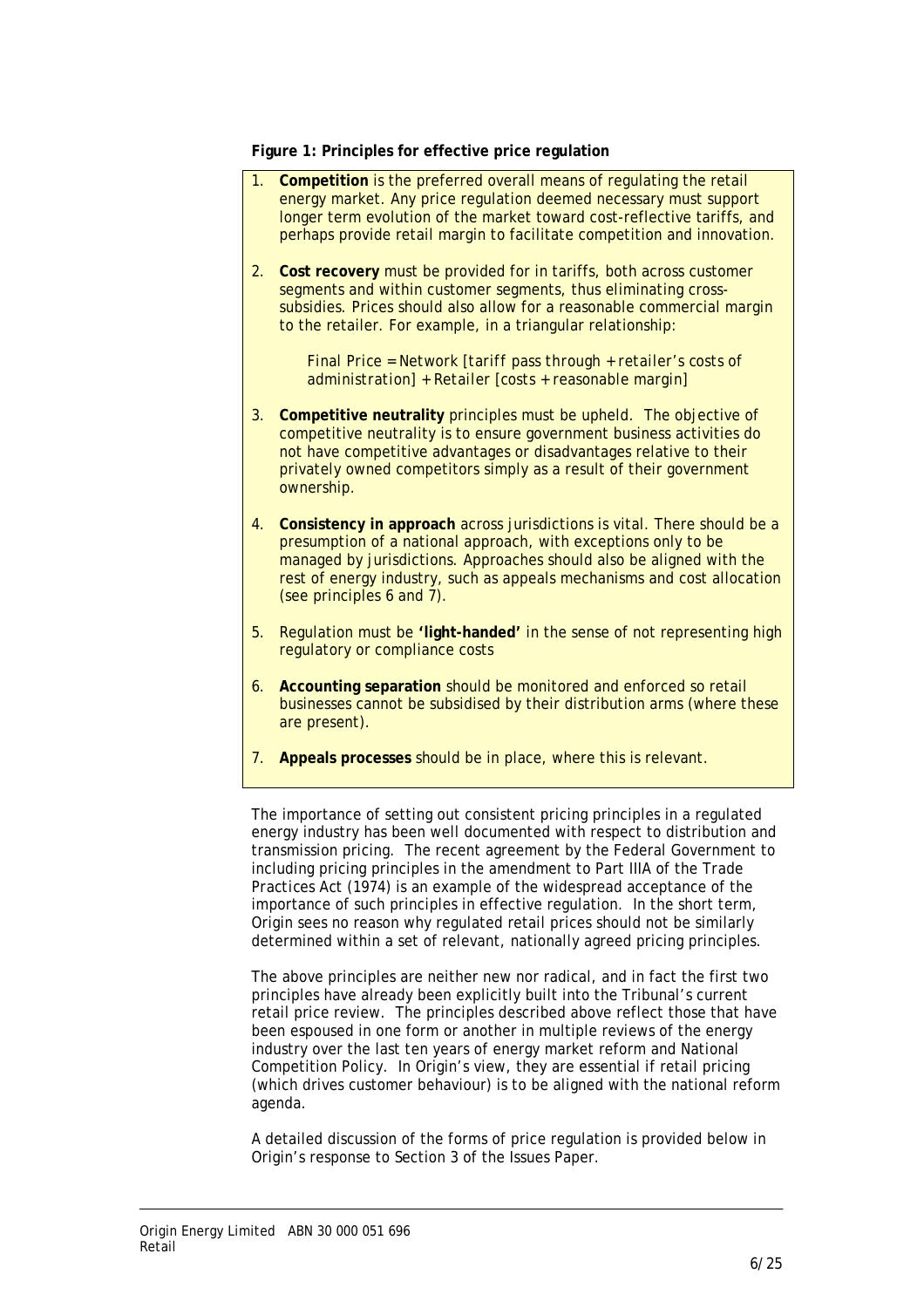**Figure 1: Principles for effective price regulation**

1. **Competition** is the preferred overall means of regulating the retail energy market. Any price regulation deemed necessary must support longer term evolution of the market toward cost-reflective tariffs, and perhaps provide retail margin to facilitate competition and innovation.

2. **Cost recovery** must be provided for in tariffs, both across customer segments and within customer segments, thus eliminating cross-subsidies. Prices should also allow for a reasonable commercial margin to the retailer. For example, in a triangular relationship:

   *Final Price = Network [tariff pass through + retailer's costs of administration] + Retailer [costs + reasonable margin]*

3. **Competitive neutrality** principles must be upheld. The objective of competitive neutrality is to ensure government business activities do not have competitive advantages or disadvantages relative to their privately owned competitors simply as a result of their government ownership.

4. **Consistency in approach** across jurisdictions is vital. There should be a presumption of a national approach, with exceptions only to be managed by jurisdictions. Approaches should also be aligned with the rest of energy industry, such as appeals mechanisms and cost allocation (see principles 6 and 7).

5. Regulation must be **'light-handed'** in the sense of not representing high regulatory or compliance costs

6. **Accounting separation** should be monitored and enforced so retail businesses cannot be subsidised by their distribution arms (where these are present).

7. **Appeals processes** should be in place, where this is relevant.

The importance of setting out consistent pricing principles in a regulated energy industry has been well documented with respect to distribution and transmission pricing. The recent agreement by the Federal Government to including pricing principles in the amendment to Part IIIA of the Trade Practices Act (1974) is an example of the widespread acceptance of the importance of such principles in effective regulation. In the short term, Origin sees no reason why regulated retail prices should not be similarly determined within a set of relevant, nationally agreed pricing principles.

The above principles are neither new nor radical, and in fact the first two principles have already been explicitly built into the Tribunal's current retail price review. The principles described above reflect those that have been espoused in one form or another in multiple reviews of the energy industry over the last ten years of energy market reform and National Competition Policy. In Origin's view, they are essential if retail pricing (which drives customer behaviour) is to be aligned with the national reform agenda.

A detailed discussion of the forms of price regulation is provided below in Origin's response to Section 3 of the Issues Paper.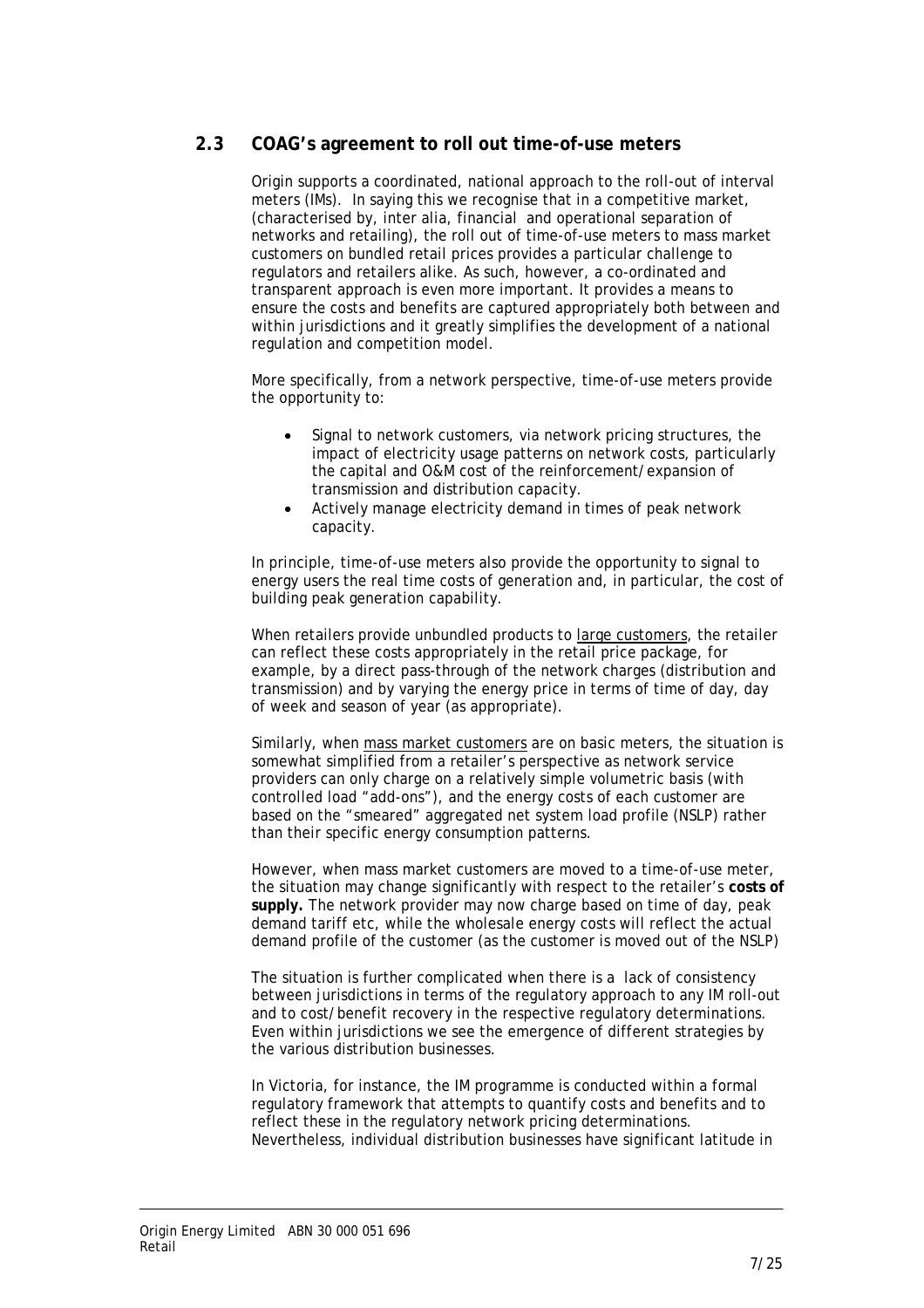## 2.3 COAG's agreement to roll out time-of-use meters

Origin supports a coordinated, national approach to the roll-out of interval meters (IMs). In saying this we recognise that in a competitive market, (characterised by, inter alia, financial and operational separation of networks and retailing), the roll out of time-of-use meters to mass market customers on bundled retail prices provides a particular challenge to regulators and retailers alike. As such, however, a co-ordinated and transparent approach is even more important. It provides a means to ensure the costs and benefits are captured appropriately both between and within jurisdictions and it greatly simplifies the development of a national regulation and competition model.

More specifically, from a network perspective, time-of-use meters provide the opportunity to:

- Signal to network customers, via network pricing structures, the impact of electricity usage patterns on network costs, particularly the capital and O&M cost of the reinforcement/expansion of transmission and distribution capacity.
- Actively manage electricity demand in times of peak network capacity.

In principle, time-of-use meters also provide the opportunity to signal to energy users the real time costs of generation and, in particular, the cost of building peak generation capability.

When retailers provide unbundled products to <u>large customers</u>, the retailer can reflect these costs appropriately in the retail price package, for example, by a direct pass-through of the network charges (distribution and transmission) and by varying the energy price in terms of time of day, day of week and season of year (as appropriate).

Similarly, when <u>mass market customers</u> are on basic meters, the situation is somewhat simplified from a retailer's perspective as network service providers can only charge on a relatively simple volumetric basis (with controlled load "add-ons"), and the energy costs of each customer are based on the "smeared" aggregated net system load profile (NSLP) rather than their specific energy consumption patterns.

However, when mass market customers are moved to a time-of-use meter, the situation may change significantly with respect to the retailer's **costs of supply.** The network provider may now charge based on time of day, peak demand tariff etc, while the wholesale energy costs will reflect the actual demand profile of the customer (as the customer is moved out of the NSLP)

The situation is further complicated when there is a lack of consistency between jurisdictions in terms of the regulatory approach to any IM roll-out and to cost/benefit recovery in the respective regulatory determinations. Even within jurisdictions we see the emergence of different strategies by the various distribution businesses.

In Victoria, for instance, the IM programme is conducted within a formal regulatory framework that attempts to quantify costs and benefits and to reflect these in the regulatory network pricing determinations. Nevertheless, individual distribution businesses have significant latitude in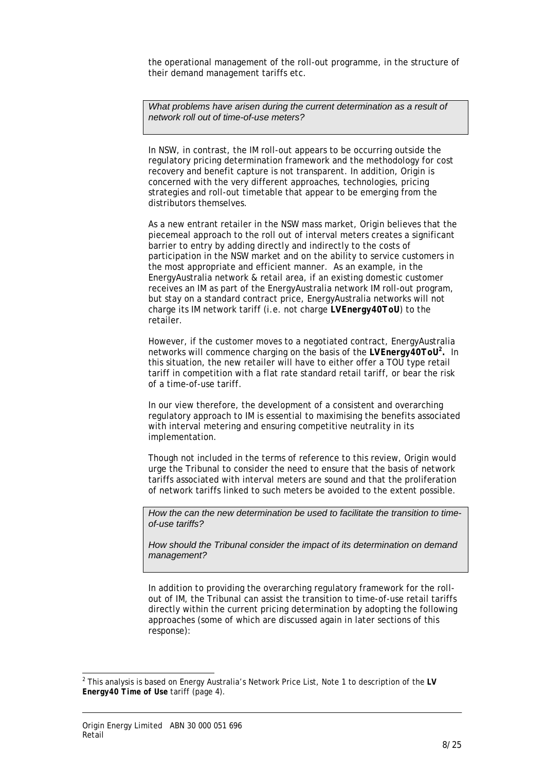the operational management of the roll-out programme, in the structure of their demand management tariffs etc.

*What problems have arisen during the current determination as a result of network roll out of time-of-use meters?*

In NSW, in contrast, the IM roll-out appears to be occurring outside the regulatory pricing determination framework and the methodology for cost recovery and benefit capture is not transparent. In addition, Origin is concerned with the very different approaches, technologies, pricing strategies and roll-out timetable that appear to be emerging from the distributors themselves.

As a new entrant retailer in the NSW mass market, Origin believes that the piecemeal approach to the roll out of interval meters creates a significant barrier to entry by adding directly and indirectly to the costs of participation in the NSW market and on the ability to service customers in the most appropriate and efficient manner. As an example, in the EnergyAustralia network & retail area, if an existing domestic customer receives an IM as part of the EnergyAustralia network IM roll-out program, but stay on a standard contract price, EnergyAustralia networks will not charge its IM network tariff (i.e. not charge **LVEnergy40ToU**) to the retailer.

However, if the customer moves to a negotiated contract, EnergyAustralia networks will commence charging on the basis of the **LVEnergy40ToU**[2]**.** In this situation, the new retailer will have to either offer a TOU type retail tariff in competition with a flat rate standard retail tariff, or bear the risk of a time-of-use tariff.

In our view therefore, the development of a consistent and overarching regulatory approach to IM is essential to maximising the benefits associated with interval metering and ensuring competitive neutrality in its implementation.

Though not included in the terms of reference to this review, Origin would urge the Tribunal to consider the need to ensure that the basis of network tariffs associated with interval meters are sound and that the proliferation of network tariffs linked to such meters be avoided to the extent possible.

*How the can the new determination be used to facilitate the transition to time-of-use tariffs?*

*How should the Tribunal consider the impact of its determination on demand management?*

In addition to providing the overarching regulatory framework for the roll-out of IM, the Tribunal can assist the transition to time-of-use retail tariffs directly within the current pricing determination by adopting the following approaches (some of which are discussed again in later sections of this response):

---

[2] This analysis is based on Energy Australia's Network Price List, Note 1 to description of the **LV Energy40 Time of Use** tariff (page 4).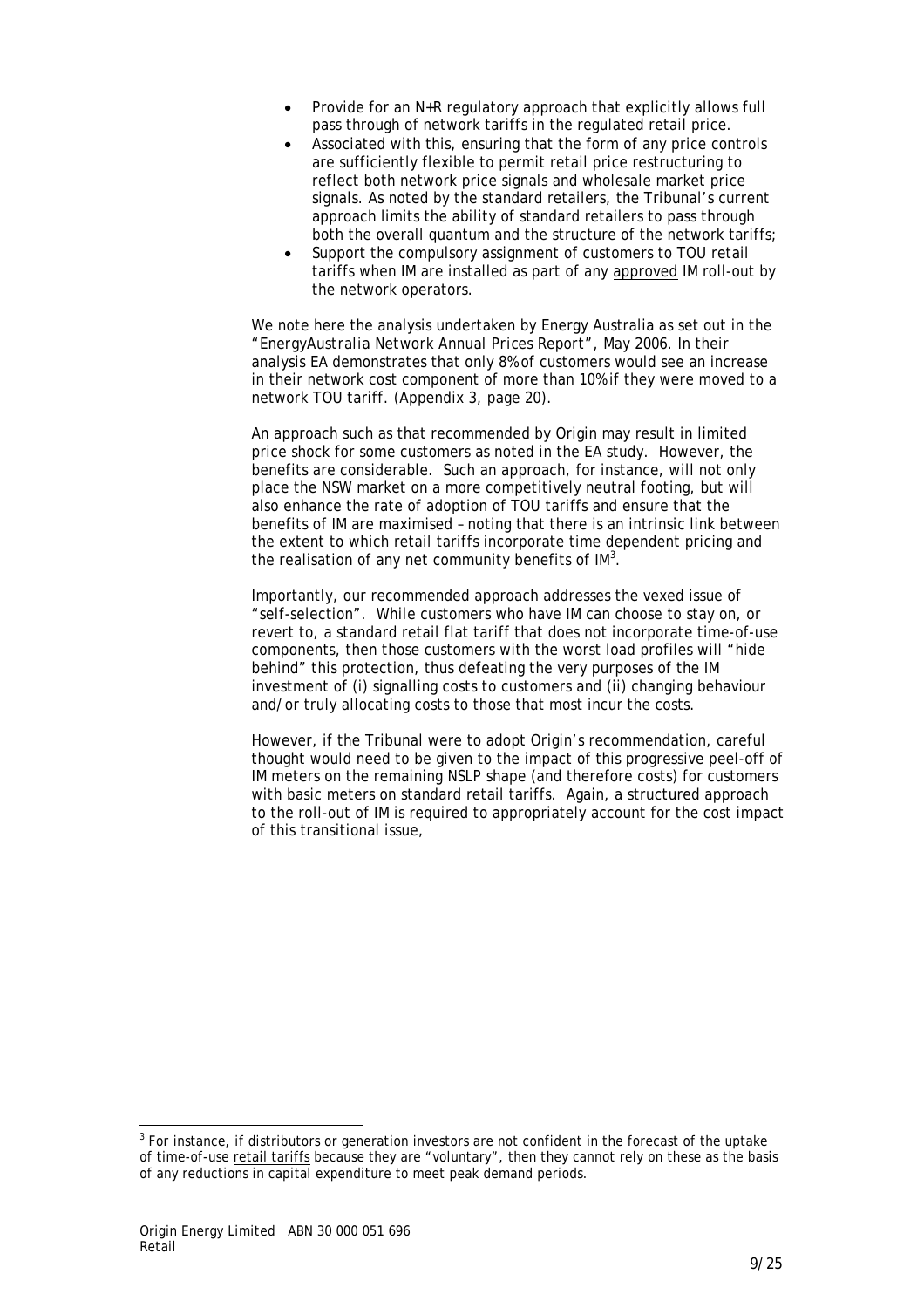- Provide for an N+R regulatory approach that explicitly allows full pass through of network tariffs in the regulated retail price.
- Associated with this, ensuring that the form of any price controls are sufficiently flexible to permit retail price restructuring to reflect both network price signals and wholesale market price signals. As noted by the standard retailers, the Tribunal's current approach limits the ability of standard retailers to pass through both the overall quantum and the structure of the network tariffs;
- Support the compulsory assignment of customers to TOU retail tariffs when IM are installed as part of any approved IM roll-out by the network operators.

We note here the analysis undertaken by Energy Australia as set out in the "*EnergyAustralia Network Annual Prices Report*", May 2006. In their analysis EA demonstrates that only 8% of customers would see an increase in their network cost component of more than 10% if they were moved to a network TOU tariff. (Appendix 3, page 20).

An approach such as that recommended by Origin may result in limited price shock for some customers as noted in the EA study. However, the benefits are considerable. Such an approach, for instance, will not only place the NSW market on a more competitively neutral footing, but will also enhance the rate of adoption of TOU tariffs and ensure that the benefits of IM are maximised – noting that there is an intrinsic link between the extent to which retail tariffs incorporate time dependent pricing and the realisation of any net community benefits of IM[3].

Importantly, our recommended approach addresses the vexed issue of "self-selection". While customers who have IM can choose to stay on, or revert to, a standard retail flat tariff that does not incorporate time-of-use components, then those customers with the worst load profiles will "hide behind" this protection, thus defeating the very purposes of the IM investment of (i) signalling costs to customers and (ii) changing behaviour and/or truly allocating costs to those that most incur the costs.

However, if the Tribunal were to adopt Origin's recommendation, careful thought would need to be given to the impact of this progressive peel-off of IM meters on the remaining NSLP shape (and therefore costs) for customers with basic meters on standard retail tariffs. Again, a structured approach to the roll-out of IM is required to appropriately account for the cost impact of this transitional issue,

[3] For instance, if distributors or generation investors are not confident in the forecast of the uptake of time-of-use retail tariffs because they are "voluntary", then they cannot rely on these as the basis of any reductions in capital expenditure to meet peak demand periods.

Origin Energy Limited ABN 30 000 051 696
Retail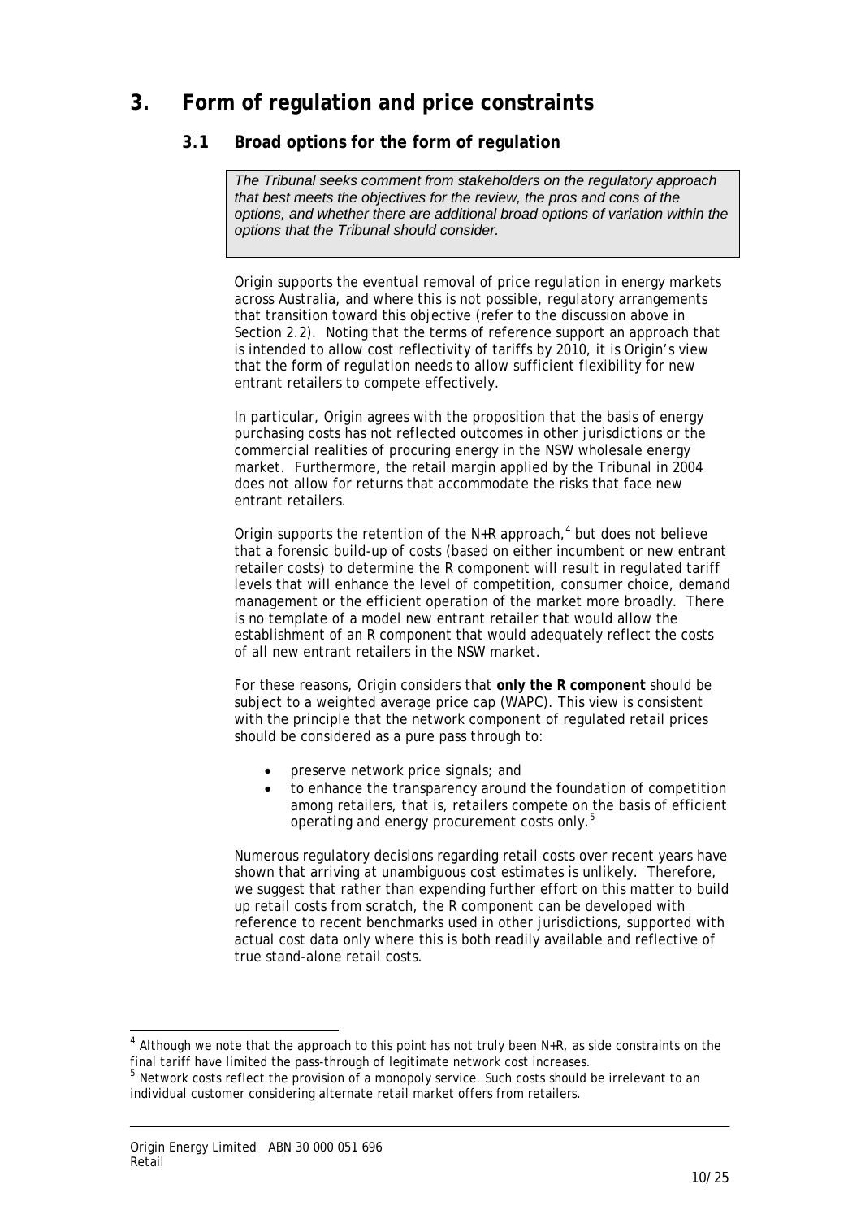# 3. Form of regulation and price constraints

## 3.1 Broad options for the form of regulation

*The Tribunal seeks comment from stakeholders on the regulatory approach that best meets the objectives for the review, the pros and cons of the options, and whether there are additional broad options of variation within the options that the Tribunal should consider.*

Origin supports the eventual removal of price regulation in energy markets across Australia, and where this is not possible, regulatory arrangements that transition toward this objective (refer to the discussion above in Section 2.2). Noting that the terms of reference support an approach that is intended to allow cost reflectivity of tariffs by 2010, it is Origin's view that the form of regulation needs to allow sufficient flexibility for new entrant retailers to compete effectively.

In particular, Origin agrees with the proposition that the basis of energy purchasing costs has not reflected outcomes in other jurisdictions or the commercial realities of procuring energy in the NSW wholesale energy market. Furthermore, the retail margin applied by the Tribunal in 2004 does not allow for returns that accommodate the risks that face new entrant retailers.

Origin supports the retention of the N+R approach,[4] but does not believe that a forensic build-up of costs (based on either incumbent or new entrant retailer costs) to determine the R component will result in regulated tariff levels that will enhance the level of competition, consumer choice, demand management or the efficient operation of the market more broadly. There is no template of a model new entrant retailer that would allow the establishment of an R component that would adequately reflect the costs of all new entrant retailers in the NSW market.

For these reasons, Origin considers that **only the R component** should be subject to a weighted average price cap (WAPC). This view is consistent with the principle that the network component of regulated retail prices should be considered as a pure pass through to:

- preserve network price signals; and
- to enhance the transparency around the foundation of competition among retailers, that is, retailers compete on the basis of efficient operating and energy procurement costs only.[5]

Numerous regulatory decisions regarding retail costs over recent years have shown that arriving at unambiguous cost estimates is unlikely. Therefore, we suggest that rather than expending further effort on this matter to build up retail costs from scratch, the R component can be developed with reference to recent benchmarks used in other jurisdictions, supported with actual cost data only where this is both readily available and reflective of true stand-alone retail costs.

---

[4] Although we note that the approach to this point has not truly been N+R, as side constraints on the final tariff have limited the pass-through of legitimate network cost increases.

[5] Network costs reflect the provision of a monopoly service. Such costs should be irrelevant to an individual customer considering alternate retail market offers from retailers.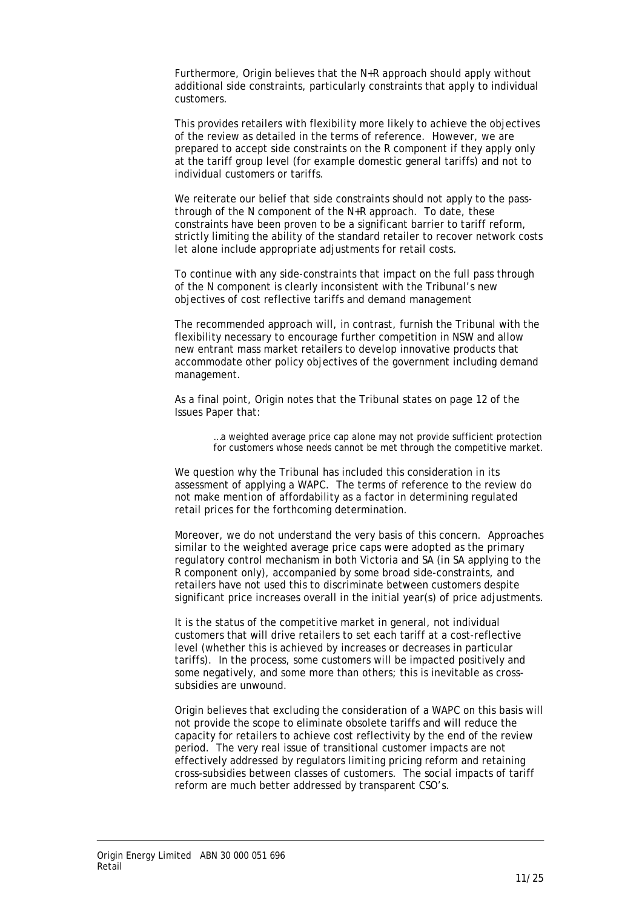Furthermore, Origin believes that the N+R approach should apply without additional side constraints, particularly constraints that apply to individual customers.

This provides retailers with flexibility more likely to achieve the objectives of the review as detailed in the terms of reference. However, we are prepared to accept side constraints on the R component if they apply only at the tariff group level (for example domestic general tariffs) and not to individual customers or tariffs.

We reiterate our belief that side constraints should not apply to the pass-through of the N component of the N+R approach. To date, these constraints have been proven to be a significant barrier to tariff reform, strictly limiting the ability of the standard retailer to recover network costs let alone include appropriate adjustments for retail costs.

To continue with any side-constraints that impact on the full pass through of the N component is clearly inconsistent with the Tribunal's new objectives of cost reflective tariffs and demand management

The recommended approach will, in contrast, furnish the Tribunal with the flexibility necessary to encourage further competition in NSW and allow new entrant mass market retailers to develop innovative products that accommodate other policy objectives of the government including demand management.

As a final point, Origin notes that the Tribunal states on page 12 of the Issues Paper that:

> …a weighted average price cap alone may not provide sufficient protection for customers whose needs cannot be met through the competitive market.

We question why the Tribunal has included this consideration in its assessment of applying a WAPC. The terms of reference to the review do not make mention of affordability as a factor in determining regulated retail prices for the forthcoming determination.

Moreover, we do not understand the very basis of this concern. Approaches similar to the weighted average price caps were adopted as the primary regulatory control mechanism in both Victoria and SA (in SA applying to the R component only), accompanied by some broad side-constraints, and retailers have not used this to discriminate between customers despite significant price increases overall in the initial year(s) of price adjustments.

It is the status of the competitive market in general, not individual customers that will drive retailers to set each tariff at a cost-reflective level (whether this is achieved by increases or decreases in particular tariffs). In the process, some customers will be impacted positively and some negatively, and some more than others; this is inevitable as cross-subsidies are unwound.

Origin believes that excluding the consideration of a WAPC on this basis will not provide the scope to eliminate obsolete tariffs and will reduce the capacity for retailers to achieve cost reflectivity by the end of the review period. The very real issue of transitional customer impacts are not effectively addressed by regulators limiting pricing reform and retaining cross-subsidies between classes of customers. The social impacts of tariff reform are much better addressed by transparent CSO's.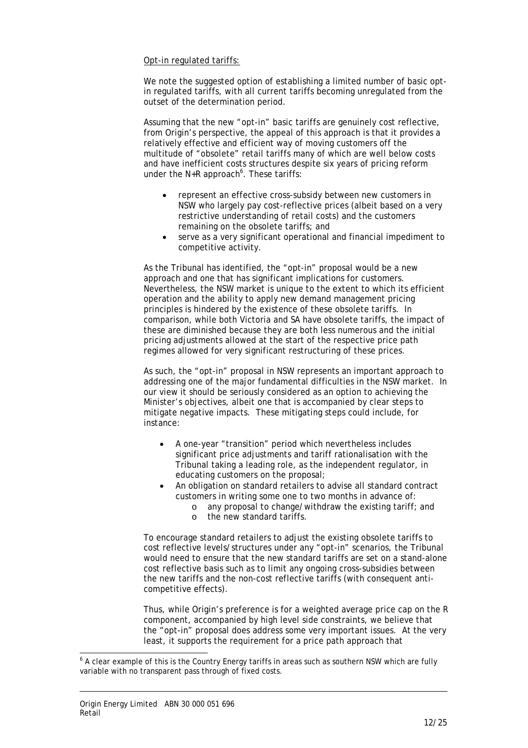Opt-in regulated tariffs:

We note the suggested option of establishing a limited number of basic opt-in regulated tariffs, with all current tariffs becoming unregulated from the outset of the determination period.

Assuming that the new "opt-in" basic tariffs are genuinely cost reflective, from Origin's perspective, the appeal of this approach is that it provides a relatively effective and efficient way of moving customers off the multitude of "obsolete" retail tariffs many of which are well below costs and have inefficient costs structures despite six years of pricing reform under the N+R approach[6]. These tariffs:

- represent an effective cross-subsidy between new customers in NSW who largely pay cost-reflective prices (albeit based on a very restrictive understanding of retail costs) and the customers remaining on the obsolete tariffs; and
- serve as a very significant operational and financial impediment to competitive activity.

As the Tribunal has identified, the "opt-in" proposal would be a new approach and one that has significant implications for customers. Nevertheless, the NSW market is unique to the extent to which its efficient operation and the ability to apply new demand management pricing principles is hindered by the existence of these obsolete tariffs. In comparison, while both Victoria and SA have obsolete tariffs, the impact of these are diminished because they are both less numerous and the initial pricing adjustments allowed at the start of the respective price path regimes allowed for very significant restructuring of these prices.

As such, the "opt-in" proposal in NSW represents an important approach to addressing one of the major fundamental difficulties in the NSW market. In our view it should be seriously considered as an option to achieving the Minister's objectives, albeit one that is accompanied by clear steps to mitigate negative impacts. These mitigating steps could include, for instance:

- A one-year "transition" period which nevertheless includes significant price adjustments and tariff rationalisation with the Tribunal taking a leading role, as the independent regulator, in educating customers on the proposal;
- An obligation on standard retailers to advise all standard contract customers in writing some one to two months in advance of:
  - any proposal to change/withdraw the existing tariff; and
  - the new standard tariffs.

To encourage standard retailers to adjust the existing obsolete tariffs to cost reflective levels/structures under any "opt-in" scenarios, the Tribunal would need to ensure that the new standard tariffs are set on a stand-alone cost reflective basis such as to limit any ongoing cross-subsidies between the new tariffs and the non-cost reflective tariffs (with consequent anti-competitive effects).

Thus, while Origin's preference is for a weighted average price cap on the R component, accompanied by high level side constraints, we believe that the "opt-in" proposal does address some very important issues. At the very least, it supports the requirement for a price path approach that

[6] A clear example of this is the Country Energy tariffs in areas such as southern NSW which are fully variable with no transparent pass through of fixed costs.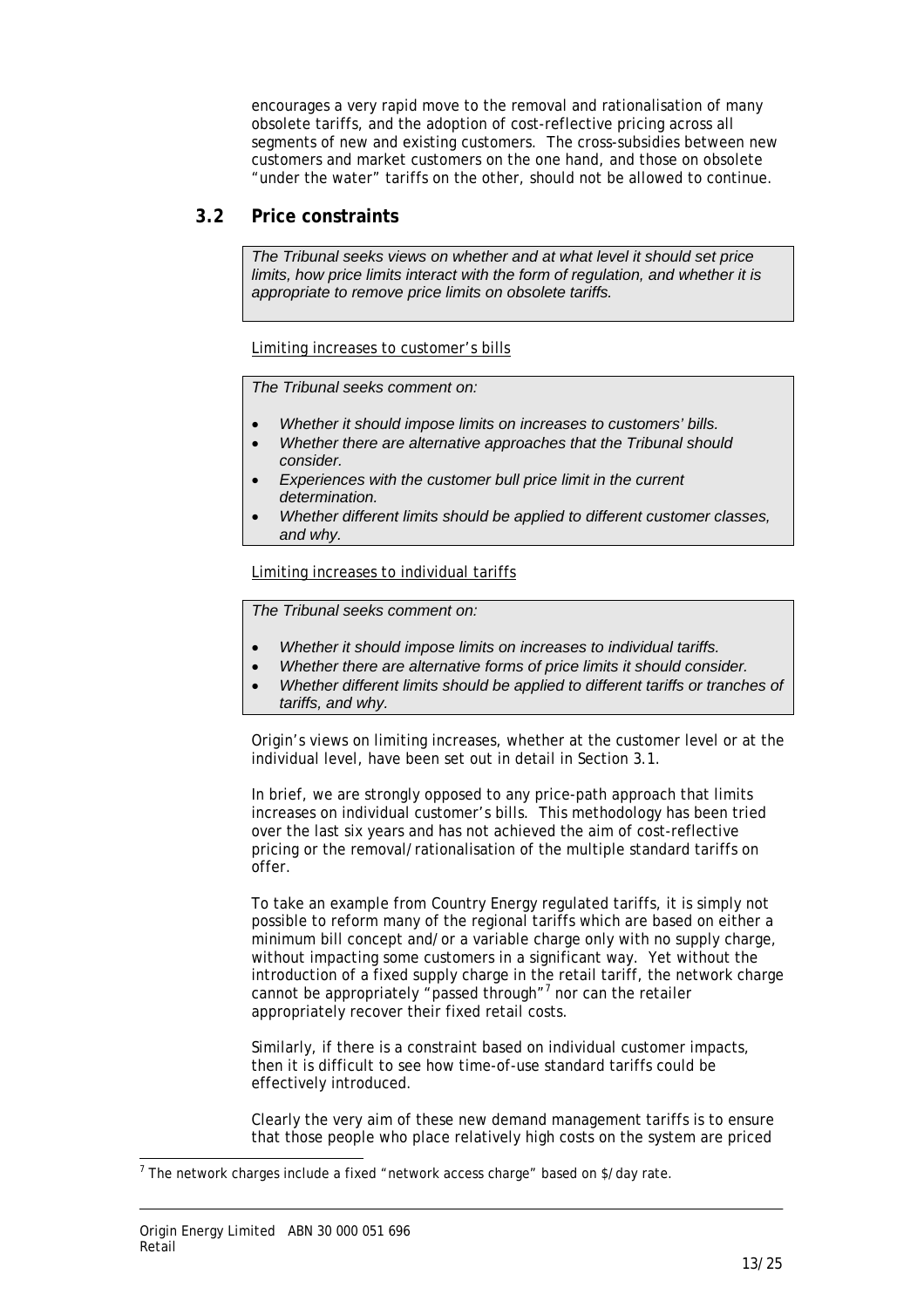encourages a very rapid move to the removal and rationalisation of many obsolete tariffs, and the adoption of cost-reflective pricing across all segments of new and existing customers. The cross-subsidies between new customers and market customers on the one hand, and those on obsolete "under the water" tariffs on the other, should not be allowed to continue.

## 3.2 Price constraints

> *The Tribunal seeks views on whether and at what level it should set price limits, how price limits interact with the form of regulation, and whether it is appropriate to remove price limits on obsolete tariffs.*

Limiting increases to customer's bills

> *The Tribunal seeks comment on:*
>
> - *Whether it should impose limits on increases to customers' bills.*
> - *Whether there are alternative approaches that the Tribunal should consider.*
> - *Experiences with the customer bull price limit in the current determination.*
> - *Whether different limits should be applied to different customer classes, and why.*

Limiting increases to individual tariffs

> *The Tribunal seeks comment on:*
>
> - *Whether it should impose limits on increases to individual tariffs.*
> - *Whether there are alternative forms of price limits it should consider.*
> - *Whether different limits should be applied to different tariffs or tranches of tariffs, and why.*

Origin's views on limiting increases, whether at the customer level or at the individual level, have been set out in detail in Section 3.1.

In brief, we are strongly opposed to any price-path approach that limits increases on individual customer's bills. This methodology has been tried over the last six years and has not achieved the aim of cost-reflective pricing or the removal/rationalisation of the multiple standard tariffs on offer.

To take an example from Country Energy regulated tariffs, it is simply not possible to reform many of the regional tariffs which are based on either a minimum bill concept and/or a variable charge only with no supply charge, without impacting some customers in a significant way. Yet without the introduction of a fixed supply charge in the retail tariff, the network charge cannot be appropriately "passed through"[7] nor can the retailer appropriately recover their fixed retail costs.

Similarly, if there is a constraint based on individual customer impacts, then it is difficult to see how time-of-use standard tariffs could be effectively introduced.

Clearly the very aim of these new demand management tariffs is to ensure that those people who place relatively high costs on the system are priced

[7] The network charges include a fixed "network access charge" based on $/day rate.

Origin Energy Limited ABN 30 000 051 696
Retail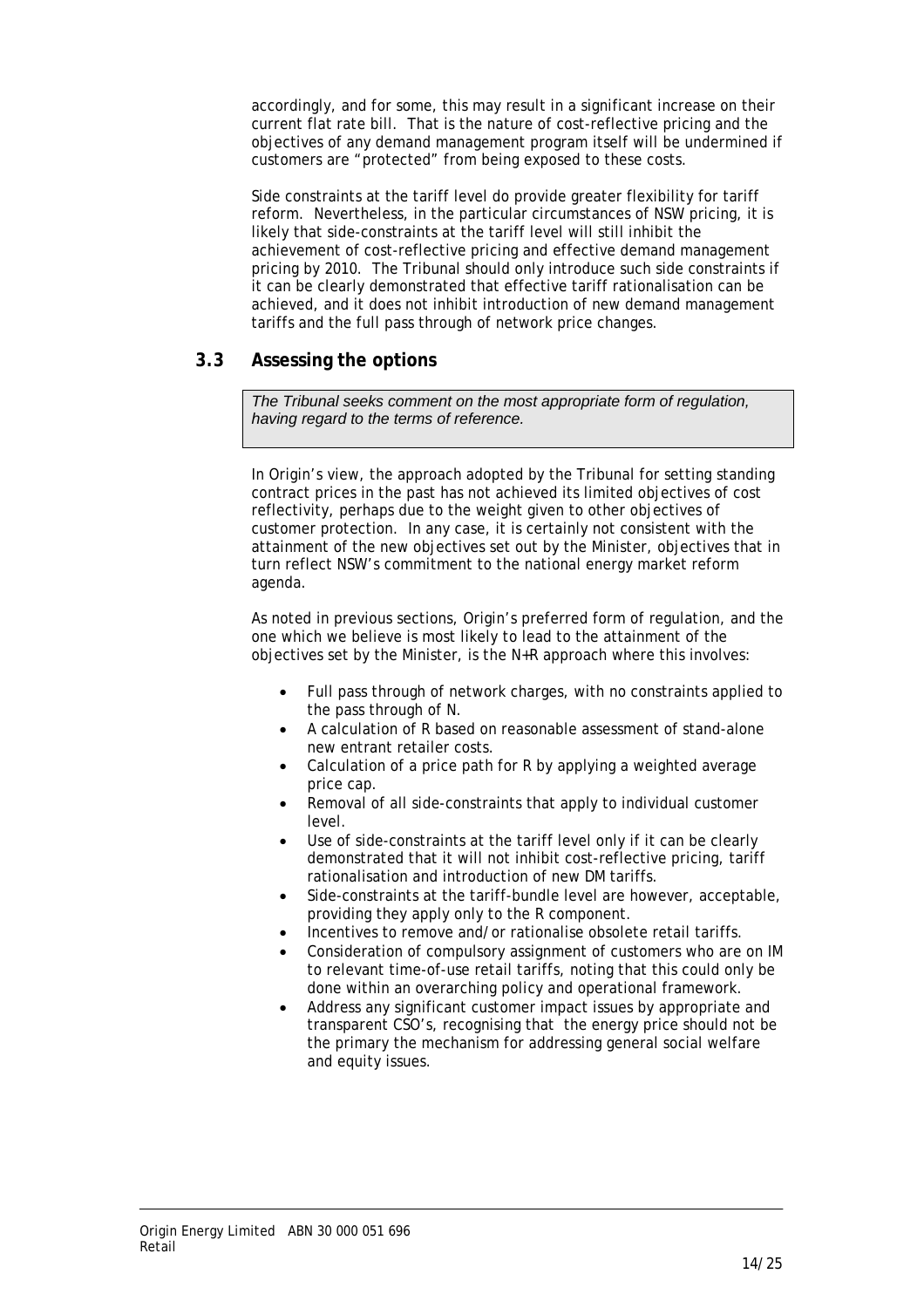accordingly, and for some, this may result in a significant increase on their current flat rate bill. That is the nature of cost-reflective pricing and the objectives of any demand management program itself will be undermined if customers are "protected" from being exposed to these costs.

Side constraints at the tariff level do provide greater flexibility for tariff reform. Nevertheless, in the particular circumstances of NSW pricing, it is likely that side-constraints at the tariff level will still inhibit the achievement of cost-reflective pricing and effective demand management pricing by 2010. The Tribunal should only introduce such side constraints if it can be clearly demonstrated that effective tariff rationalisation can be achieved, and it does not inhibit introduction of new demand management tariffs and the full pass through of network price changes.

## 3.3 Assessing the options

> *The Tribunal seeks comment on the most appropriate form of regulation, having regard to the terms of reference.*

In Origin's view, the approach adopted by the Tribunal for setting standing contract prices in the past has not achieved its limited objectives of cost reflectivity, perhaps due to the weight given to other objectives of customer protection. In any case, it is certainly not consistent with the attainment of the new objectives set out by the Minister, objectives that in turn reflect NSW's commitment to the national energy market reform agenda.

As noted in previous sections, Origin's preferred form of regulation, and the one which we believe is most likely to lead to the attainment of the objectives set by the Minister, is the N+R approach where this involves:

- Full pass through of network charges, with no constraints applied to the pass through of N.
- A calculation of R based on reasonable assessment of stand-alone new entrant retailer costs.
- Calculation of a price path for R by applying a weighted average price cap.
- Removal of all side-constraints that apply to individual customer level.
- Use of side-constraints at the tariff level only if it can be clearly demonstrated that it will not inhibit cost-reflective pricing, tariff rationalisation and introduction of new DM tariffs.
- Side-constraints at the tariff-bundle level are however, acceptable, providing they apply only to the R component.
- Incentives to remove and/or rationalise obsolete retail tariffs.
- Consideration of compulsory assignment of customers who are on IM to relevant time-of-use retail tariffs, noting that this could only be done within an overarching policy and operational framework.
- Address any significant customer impact issues by appropriate and transparent CSO's, recognising that the energy price should not be the primary the mechanism for addressing general social welfare and equity issues.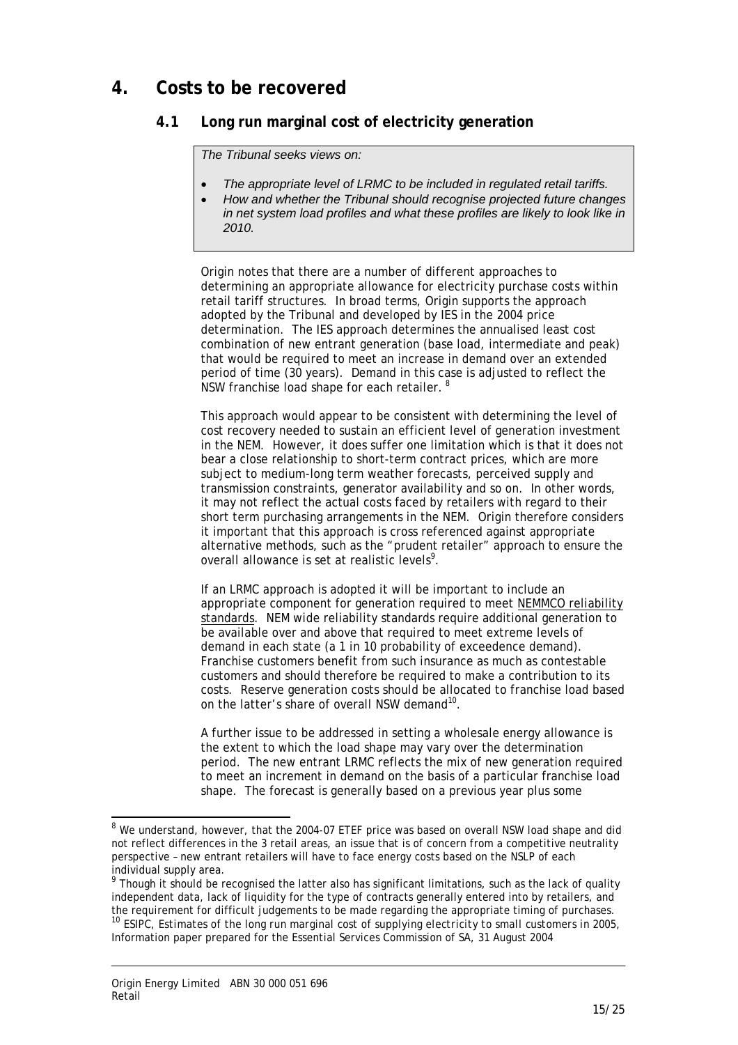# 4. Costs to be recovered

## 4.1 Long run marginal cost of electricity generation

> *The Tribunal seeks views on:*
>
> - *The appropriate level of LRMC to be included in regulated retail tariffs.*
> - *How and whether the Tribunal should recognise projected future changes in net system load profiles and what these profiles are likely to look like in 2010.*

Origin notes that there are a number of different approaches to determining an appropriate allowance for electricity purchase costs within retail tariff structures. In broad terms, Origin supports the approach adopted by the Tribunal and developed by IES in the 2004 price determination. The IES approach determines the annualised least cost combination of new entrant generation (base load, intermediate and peak) that would be required to meet an increase in demand over an extended period of time (30 years). Demand in this case is adjusted to reflect the NSW franchise load shape for each retailer. [8]

This approach would appear to be consistent with determining the level of cost recovery needed to sustain an efficient level of generation investment in the NEM. However, it does suffer one limitation which is that it does not bear a close relationship to short-term contract prices, which are more subject to medium-long term weather forecasts, perceived supply and transmission constraints, generator availability and so on. In other words, it may not reflect the actual costs faced by retailers with regard to their short term purchasing arrangements in the NEM. Origin therefore considers it important that this approach is cross referenced against appropriate alternative methods, such as the "prudent retailer" approach to ensure the overall allowance is set at realistic levels[9].

If an LRMC approach is adopted it will be important to include an appropriate component for generation required to meet NEMMCO reliability standards. NEM wide reliability standards require additional generation to be available over and above that required to meet extreme levels of demand in each state (a 1 in 10 probability of exceedence demand). Franchise customers benefit from such insurance as much as contestable customers and should therefore be required to make a contribution to its costs. Reserve generation costs should be allocated to franchise load based on the latter's share of overall NSW demand[10].

A further issue to be addressed in setting a wholesale energy allowance is the extent to which the load shape may vary over the determination period. The new entrant LRMC reflects the mix of new generation required to meet an increment in demand on the basis of a particular franchise load shape. The forecast is generally based on a previous year plus some

---

[8] We understand, however, that the 2004-07 ETEF price was based on overall NSW load shape and did not reflect differences in the 3 retail areas, an issue that is of concern from a competitive neutrality perspective – new entrant retailers will have to face energy costs based on the NSLP of each individual supply area.

[9] Though it should be recognised the latter also has significant limitations, such as the lack of quality independent data, lack of liquidity for the type of contracts generally entered into by retailers, and the requirement for difficult judgements to be made regarding the appropriate timing of purchases.

[10] ESIPC, *Estimates of the long run marginal cost of supplying electricity to small customers in 2005*, Information paper prepared for the Essential Services Commission of SA, 31 August 2004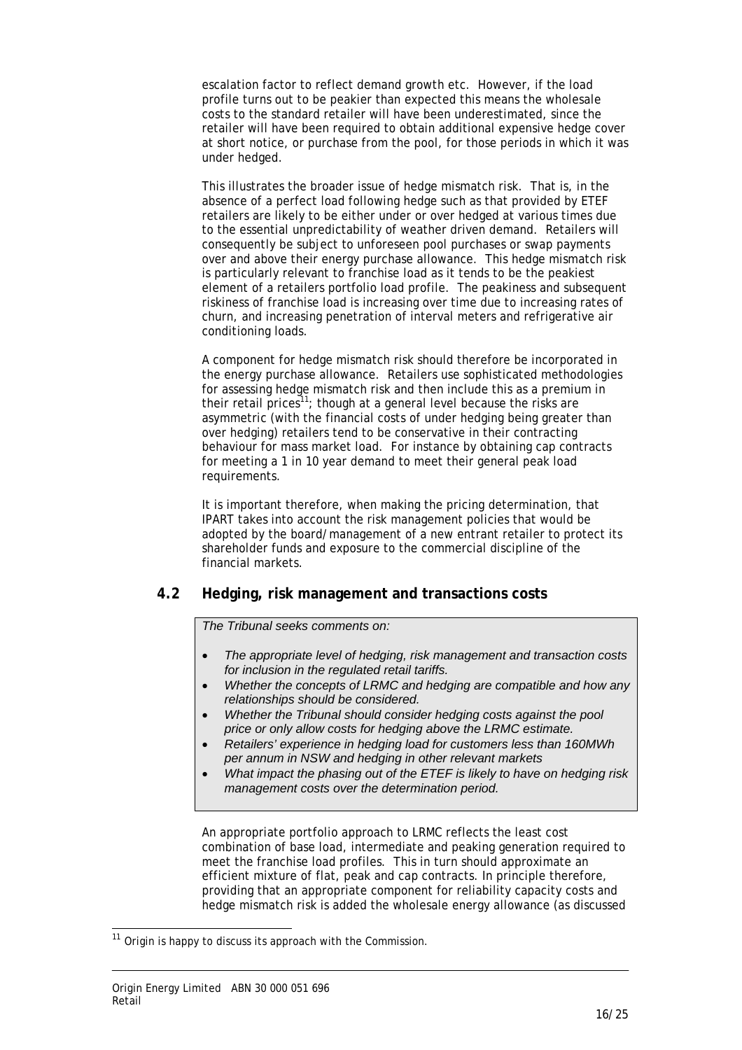escalation factor to reflect demand growth etc. However, if the load profile turns out to be peakier than expected this means the wholesale costs to the standard retailer will have been underestimated, since the retailer will have been required to obtain additional expensive hedge cover at short notice, or purchase from the pool, for those periods in which it was under hedged.

This illustrates the broader issue of hedge mismatch risk. That is, in the absence of a perfect load following hedge such as that provided by ETEF retailers are likely to be either under or over hedged at various times due to the essential unpredictability of weather driven demand. Retailers will consequently be subject to unforeseen pool purchases or swap payments over and above their energy purchase allowance. This hedge mismatch risk is particularly relevant to franchise load as it tends to be the peakiest element of a retailers portfolio load profile. The peakiness and subsequent riskiness of franchise load is increasing over time due to increasing rates of churn, and increasing penetration of interval meters and refrigerative air conditioning loads.

A component for hedge mismatch risk should therefore be incorporated in the energy purchase allowance. Retailers use sophisticated methodologies for assessing hedge mismatch risk and then include this as a premium in their retail prices[11]; though at a general level because the risks are asymmetric (with the financial costs of under hedging being greater than over hedging) retailers tend to be conservative in their contracting behaviour for mass market load. For instance by obtaining cap contracts for meeting a 1 in 10 year demand to meet their general peak load requirements.

It is important therefore, when making the pricing determination, that IPART takes into account the risk management policies that would be adopted by the board/management of a new entrant retailer to protect its shareholder funds and exposure to the commercial discipline of the financial markets.

## 4.2 Hedging, risk management and transactions costs

*The Tribunal seeks comments on:*

- *The appropriate level of hedging, risk management and transaction costs for inclusion in the regulated retail tariffs.*
- *Whether the concepts of LRMC and hedging are compatible and how any relationships should be considered.*
- *Whether the Tribunal should consider hedging costs against the pool price or only allow costs for hedging above the LRMC estimate.*
- *Retailers' experience in hedging load for customers less than 160MWh per annum in NSW and hedging in other relevant markets*
- *What impact the phasing out of the ETEF is likely to have on hedging risk management costs over the determination period.*

An appropriate portfolio approach to LRMC reflects the least cost combination of base load, intermediate and peaking generation required to meet the franchise load profiles. This in turn should approximate an efficient mixture of flat, peak and cap contracts. In principle therefore, providing that an appropriate component for reliability capacity costs and hedge mismatch risk is added the wholesale energy allowance (as discussed

[11] Origin is happy to discuss its approach with the Commission.

Origin Energy Limited ABN 30 000 051 696
Retail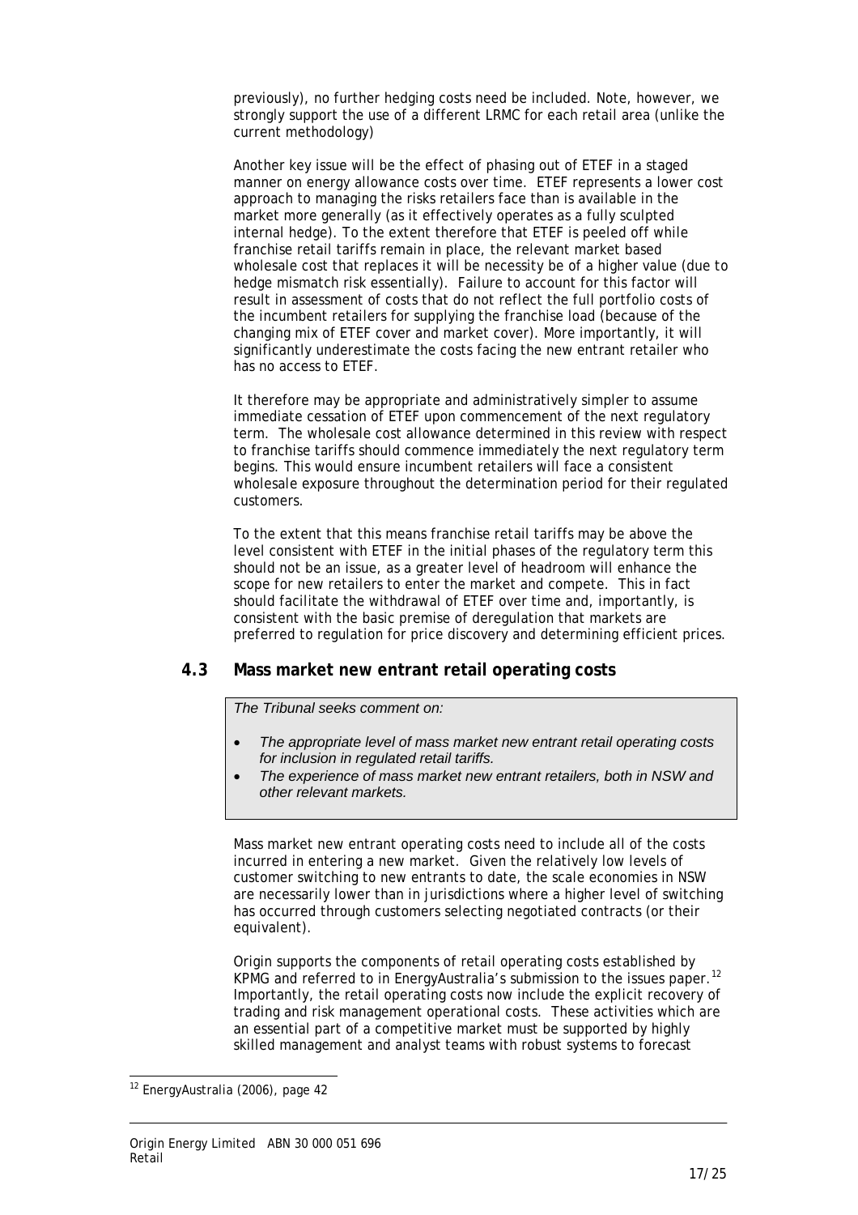previously), no further hedging costs need be included. Note, however, we strongly support the use of a different LRMC for each retail area (unlike the current methodology)

Another key issue will be the effect of phasing out of ETEF in a staged manner on energy allowance costs over time. ETEF represents a lower cost approach to managing the risks retailers face than is available in the market more generally (as it effectively operates as a fully sculpted internal hedge). To the extent therefore that ETEF is peeled off while franchise retail tariffs remain in place, the relevant market based wholesale cost that replaces it will be necessity be of a higher value (due to hedge mismatch risk essentially). Failure to account for this factor will result in assessment of costs that do not reflect the full portfolio costs of the incumbent retailers for supplying the franchise load (because of the changing mix of ETEF cover and market cover). More importantly, it will significantly underestimate the costs facing the new entrant retailer who has no access to ETEF.

It therefore may be appropriate and administratively simpler to assume immediate cessation of ETEF upon commencement of the next regulatory term. The wholesale cost allowance determined in this review with respect to franchise tariffs should commence immediately the next regulatory term begins. This would ensure incumbent retailers will face a consistent wholesale exposure throughout the determination period for their regulated customers.

To the extent that this means franchise retail tariffs may be above the level consistent with ETEF in the initial phases of the regulatory term this should not be an issue, as a greater level of headroom will enhance the scope for new retailers to enter the market and compete. This in fact should facilitate the withdrawal of ETEF over time and, importantly, is consistent with the basic premise of deregulation that markets are preferred to regulation for price discovery and determining efficient prices.

### 4.3 Mass market new entrant retail operating costs

> *The Tribunal seeks comment on:*
>
> - *The appropriate level of mass market new entrant retail operating costs for inclusion in regulated retail tariffs.*
> - *The experience of mass market new entrant retailers, both in NSW and other relevant markets.*

Mass market new entrant operating costs need to include all of the costs incurred in entering a new market. Given the relatively low levels of customer switching to new entrants to date, the scale economies in NSW are necessarily lower than in jurisdictions where a higher level of switching has occurred through customers selecting negotiated contracts (or their equivalent).

Origin supports the components of retail operating costs established by KPMG and referred to in EnergyAustralia's submission to the issues paper.[12] Importantly, the retail operating costs now include the explicit recovery of trading and risk management operational costs. These activities which are an essential part of a competitive market must be supported by highly skilled management and analyst teams with robust systems to forecast

[12] EnergyAustralia (2006), page 42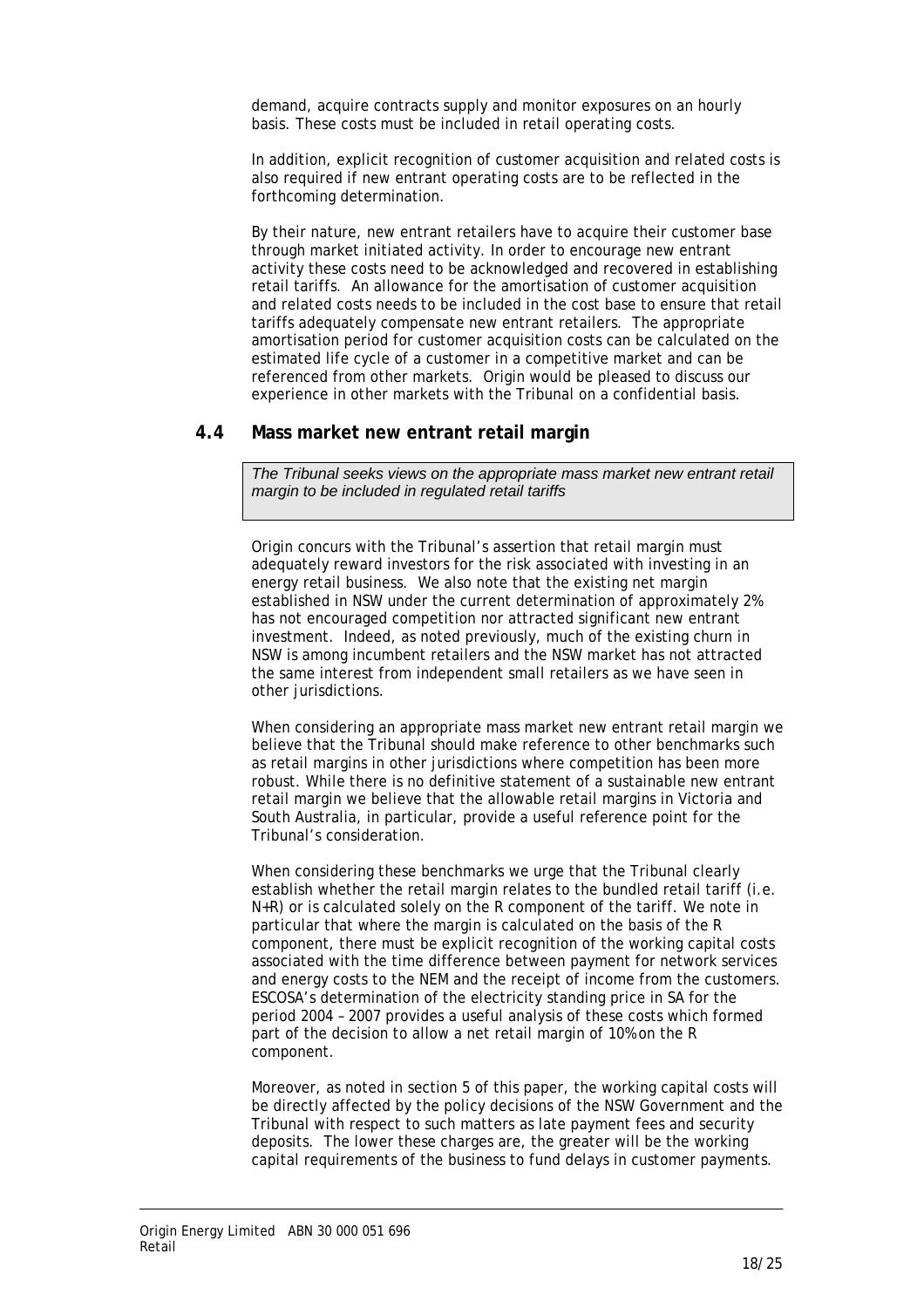demand, acquire contracts supply and monitor exposures on an hourly basis. These costs must be included in retail operating costs.

In addition, explicit recognition of customer acquisition and related costs is also required if new entrant operating costs are to be reflected in the forthcoming determination.

By their nature, new entrant retailers have to acquire their customer base through market initiated activity. In order to encourage new entrant activity these costs need to be acknowledged and recovered in establishing retail tariffs. An allowance for the amortisation of customer acquisition and related costs needs to be included in the cost base to ensure that retail tariffs adequately compensate new entrant retailers. The appropriate amortisation period for customer acquisition costs can be calculated on the estimated life cycle of a customer in a competitive market and can be referenced from other markets. Origin would be pleased to discuss our experience in other markets with the Tribunal on a confidential basis.

### 4.4 Mass market new entrant retail margin

*The Tribunal seeks views on the appropriate mass market new entrant retail margin to be included in regulated retail tariffs*

Origin concurs with the Tribunal's assertion that retail margin must adequately reward investors for the risk associated with investing in an energy retail business. We also note that the existing net margin established in NSW under the current determination of approximately 2% has not encouraged competition nor attracted significant new entrant investment. Indeed, as noted previously, much of the existing churn in NSW is among incumbent retailers and the NSW market has not attracted the same interest from independent small retailers as we have seen in other jurisdictions.

When considering an appropriate mass market new entrant retail margin we believe that the Tribunal should make reference to other benchmarks such as retail margins in other jurisdictions where competition has been more robust. While there is no definitive statement of a sustainable new entrant retail margin we believe that the allowable retail margins in Victoria and South Australia, in particular, provide a useful reference point for the Tribunal's consideration.

When considering these benchmarks we urge that the Tribunal clearly establish whether the retail margin relates to the bundled retail tariff (i.e. N+R) or is calculated solely on the R component of the tariff. We note in particular that where the margin is calculated on the basis of the R component, there must be explicit recognition of the working capital costs associated with the time difference between payment for network services and energy costs to the NEM and the receipt of income from the customers. ESCOSA's determination of the electricity standing price in SA for the period 2004 – 2007 provides a useful analysis of these costs which formed part of the decision to allow a net retail margin of 10% on the R component.

Moreover, as noted in section 5 of this paper, the working capital costs will be directly affected by the policy decisions of the NSW Government and the Tribunal with respect to such matters as late payment fees and security deposits. The lower these charges are, the greater will be the working capital requirements of the business to fund delays in customer payments.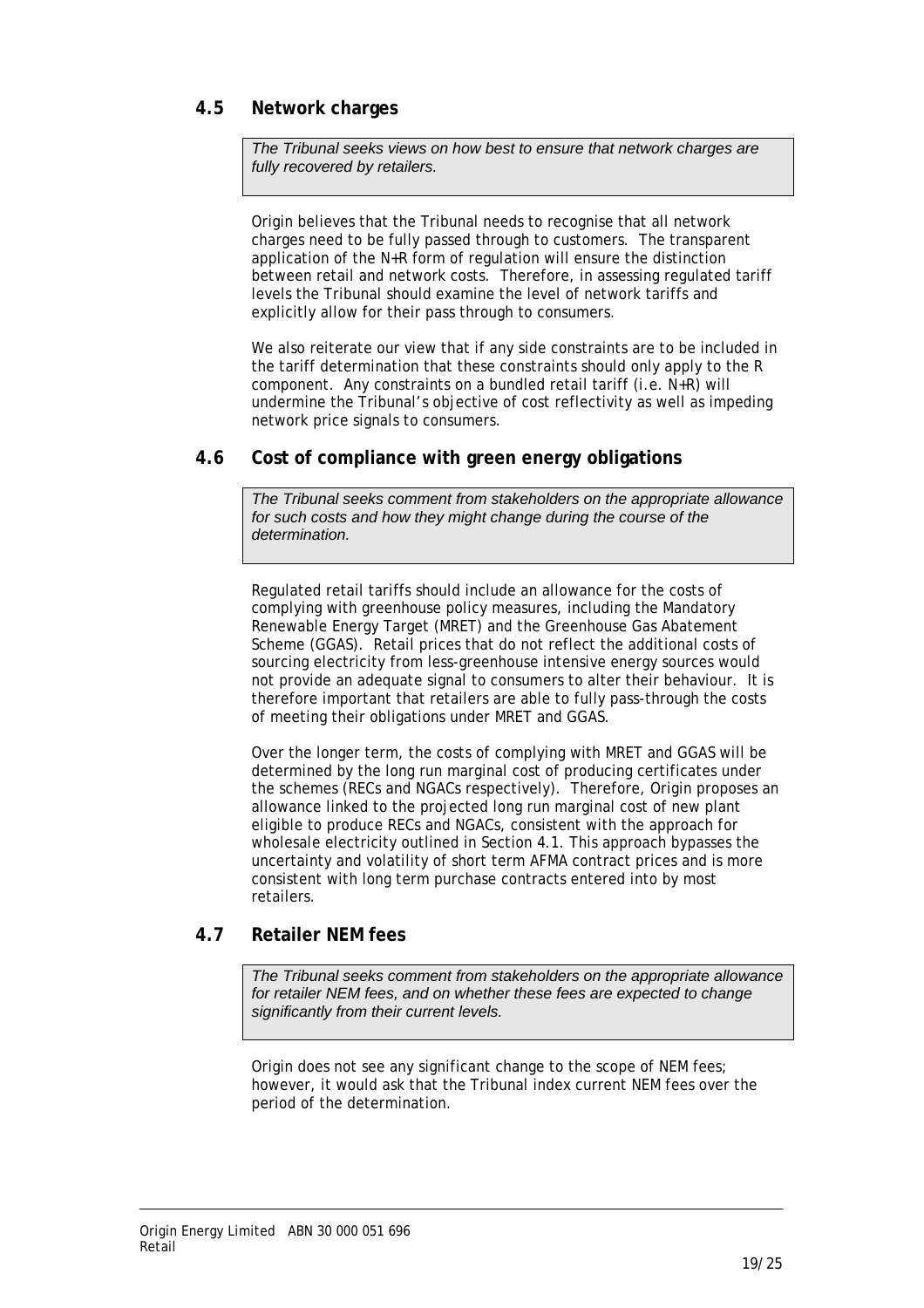### 4.5 Network charges

> *The Tribunal seeks views on how best to ensure that network charges are fully recovered by retailers.*

Origin believes that the Tribunal needs to recognise that all network charges need to be fully passed through to customers. The transparent application of the N+R form of regulation will ensure the distinction between retail and network costs. Therefore, in assessing regulated tariff levels the Tribunal should examine the level of network tariffs and explicitly allow for their pass through to consumers.

We also reiterate our view that if any side constraints are to be included in the tariff determination that these constraints should only apply to the R component. Any constraints on a bundled retail tariff (i.e. N+R) will undermine the Tribunal's objective of cost reflectivity as well as impeding network price signals to consumers.

### 4.6 Cost of compliance with green energy obligations

> *The Tribunal seeks comment from stakeholders on the appropriate allowance for such costs and how they might change during the course of the determination.*

Regulated retail tariffs should include an allowance for the costs of complying with greenhouse policy measures, including the Mandatory Renewable Energy Target (MRET) and the Greenhouse Gas Abatement Scheme (GGAS). Retail prices that do not reflect the additional costs of sourcing electricity from less-greenhouse intensive energy sources would not provide an adequate signal to consumers to alter their behaviour. It is therefore important that retailers are able to fully pass-through the costs of meeting their obligations under MRET and GGAS.

Over the longer term, the costs of complying with MRET and GGAS will be determined by the long run marginal cost of producing certificates under the schemes (RECs and NGACs respectively). Therefore, Origin proposes an allowance linked to the projected long run marginal cost of new plant eligible to produce RECs and NGACs, consistent with the approach for wholesale electricity outlined in Section 4.1. This approach bypasses the uncertainty and volatility of short term AFMA contract prices and is more consistent with long term purchase contracts entered into by most retailers.

### 4.7 Retailer NEM fees

> *The Tribunal seeks comment from stakeholders on the appropriate allowance for retailer NEM fees, and on whether these fees are expected to change significantly from their current levels.*

Origin does not see any significant change to the scope of NEM fees; however, it would ask that the Tribunal index current NEM fees over the period of the determination.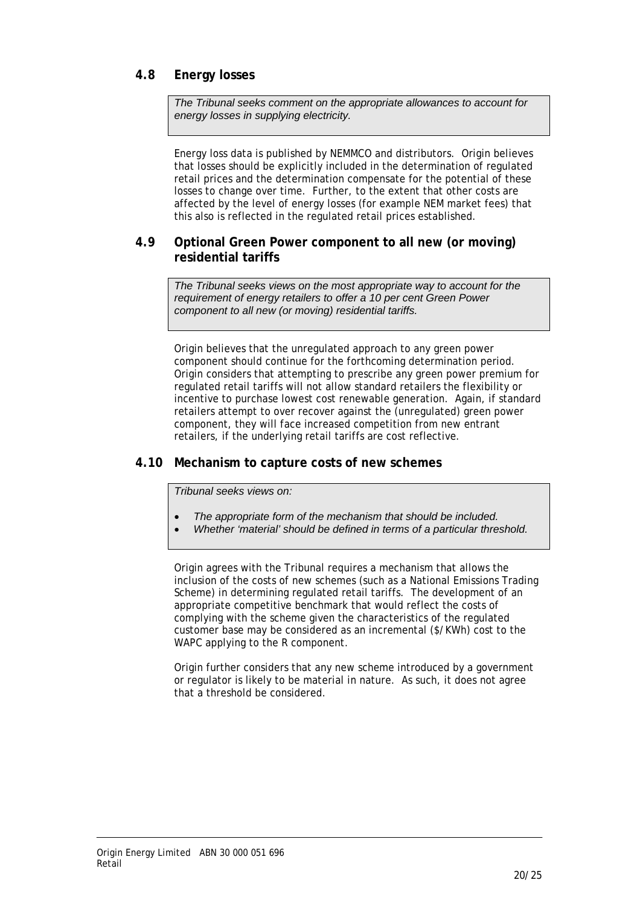## 4.8 Energy losses

> *The Tribunal seeks comment on the appropriate allowances to account for energy losses in supplying electricity.*

Energy loss data is published by NEMMCO and distributors. Origin believes that losses should be explicitly included in the determination of regulated retail prices and the determination compensate for the potential of these losses to change over time. Further, to the extent that other costs are affected by the level of energy losses (for example NEM market fees) that this also is reflected in the regulated retail prices established.

## 4.9 Optional Green Power component to all new (or moving) residential tariffs

> *The Tribunal seeks views on the most appropriate way to account for the requirement of energy retailers to offer a 10 per cent Green Power component to all new (or moving) residential tariffs.*

Origin believes that the unregulated approach to any green power component should continue for the forthcoming determination period. Origin considers that attempting to prescribe any green power premium for regulated retail tariffs will not allow standard retailers the flexibility or incentive to purchase lowest cost renewable generation. Again, if standard retailers attempt to over recover against the (unregulated) green power component, they will face increased competition from new entrant retailers, if the underlying retail tariffs are cost reflective.

## 4.10 Mechanism to capture costs of new schemes

> *Tribunal seeks views on:*
>
> - *The appropriate form of the mechanism that should be included.*
> - *Whether 'material' should be defined in terms of a particular threshold.*

Origin agrees with the Tribunal requires a mechanism that allows the inclusion of the costs of new schemes (such as a National Emissions Trading Scheme) in determining regulated retail tariffs. The development of an appropriate competitive benchmark that would reflect the costs of complying with the scheme given the characteristics of the regulated customer base may be considered as an incremental ($/KWh) cost to the WAPC applying to the R component.

Origin further considers that any new scheme introduced by a government or regulator is likely to be material in nature. As such, it does not agree that a threshold be considered.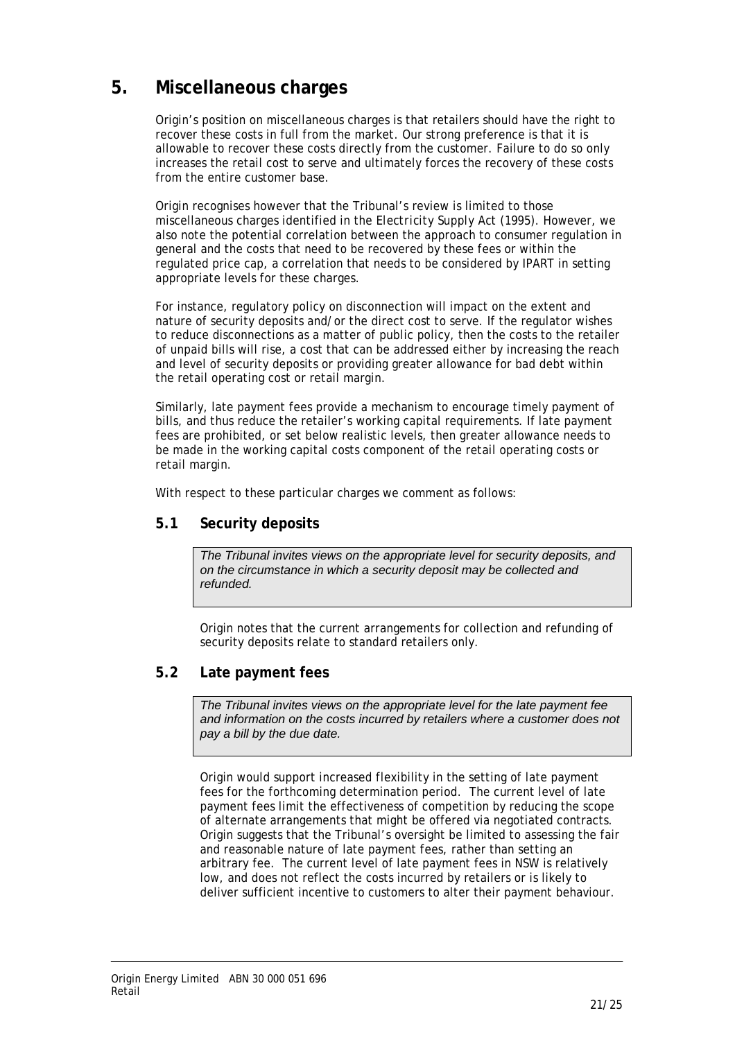# 5. Miscellaneous charges

Origin's position on miscellaneous charges is that retailers should have the right to recover these costs in full from the market. Our strong preference is that it is allowable to recover these costs directly from the customer. Failure to do so only increases the retail cost to serve and ultimately forces the recovery of these costs from the entire customer base.

Origin recognises however that the Tribunal's review is limited to those miscellaneous charges identified in the *Electricity Supply Act* (1995). However, we also note the potential correlation between the approach to consumer regulation in general and the costs that need to be recovered by these fees or within the regulated price cap, a correlation that needs to be considered by IPART in setting appropriate levels for these charges.

For instance, regulatory policy on disconnection will impact on the extent and nature of security deposits and/or the direct cost to serve. If the regulator wishes to reduce disconnections as a matter of public policy, then the costs to the retailer of unpaid bills will rise, a cost that can be addressed either by increasing the reach and level of security deposits or providing greater allowance for bad debt within the retail operating cost or retail margin.

Similarly, late payment fees provide a mechanism to encourage timely payment of bills, and thus reduce the retailer's working capital requirements. If late payment fees are prohibited, or set below realistic levels, then greater allowance needs to be made in the working capital costs component of the retail operating costs or retail margin.

With respect to these particular charges we comment as follows:

## 5.1 Security deposits

> *The Tribunal invites views on the appropriate level for security deposits, and on the circumstance in which a security deposit may be collected and refunded.*

Origin notes that the current arrangements for collection and refunding of security deposits relate to standard retailers only.

## 5.2 Late payment fees

> *The Tribunal invites views on the appropriate level for the late payment fee and information on the costs incurred by retailers where a customer does not pay a bill by the due date.*

Origin would support increased flexibility in the setting of late payment fees for the forthcoming determination period. The current level of late payment fees limit the effectiveness of competition by reducing the scope of alternate arrangements that might be offered via negotiated contracts. Origin suggests that the Tribunal's oversight be limited to assessing the fair and reasonable nature of late payment fees, rather than setting an arbitrary fee. The current level of late payment fees in NSW is relatively low, and does not reflect the costs incurred by retailers or is likely to deliver sufficient incentive to customers to alter their payment behaviour.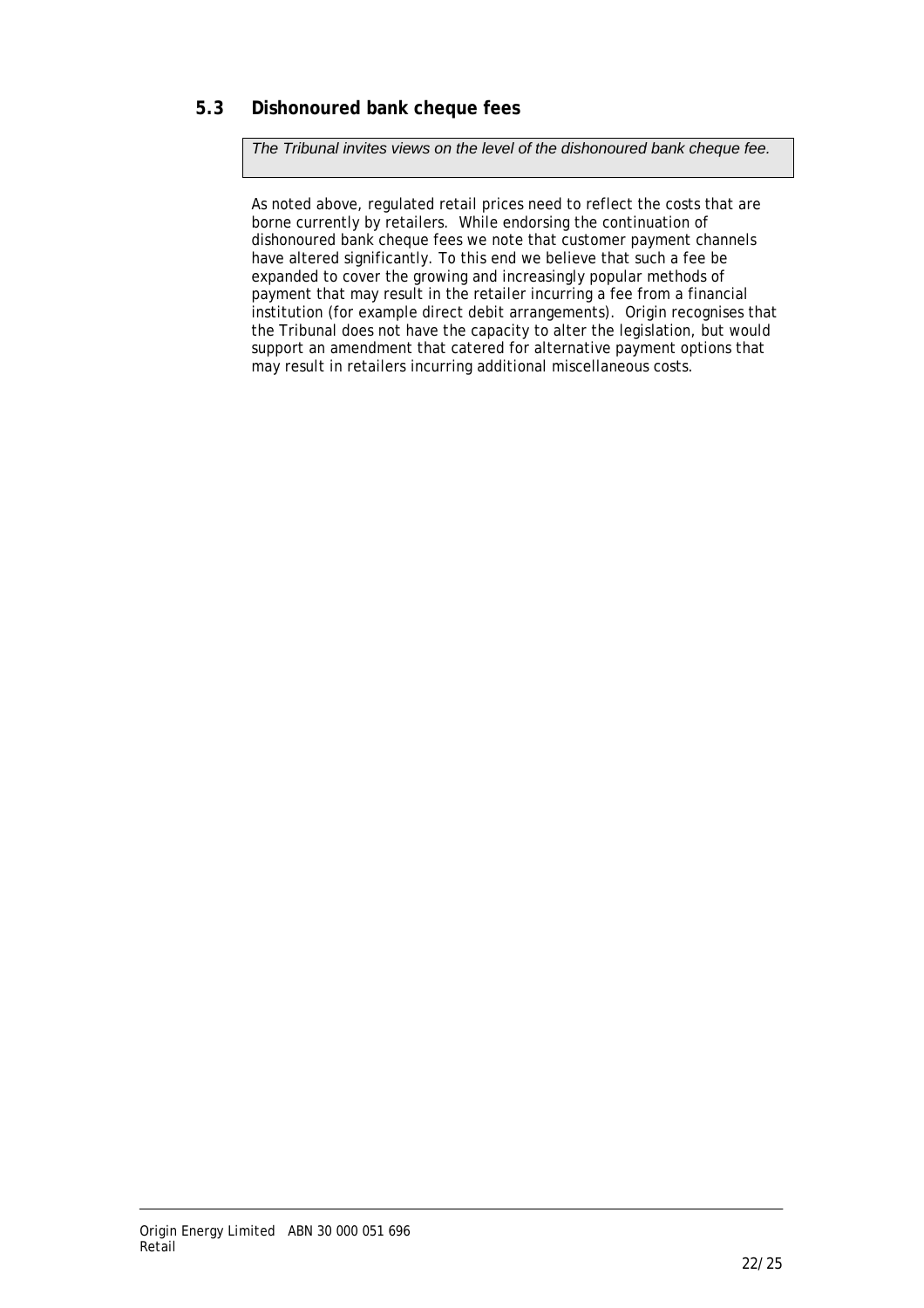## 5.3 Dishonoured bank cheque fees

*The Tribunal invites views on the level of the dishonoured bank cheque fee.*

As noted above, regulated retail prices need to reflect the costs that are borne currently by retailers. While endorsing the continuation of dishonoured bank cheque fees we note that customer payment channels have altered significantly. To this end we believe that such a fee be expanded to cover the growing and increasingly popular methods of payment that may result in the retailer incurring a fee from a financial institution (for example direct debit arrangements). Origin recognises that the Tribunal does not have the capacity to alter the legislation, but would support an amendment that catered for alternative payment options that may result in retailers incurring additional miscellaneous costs.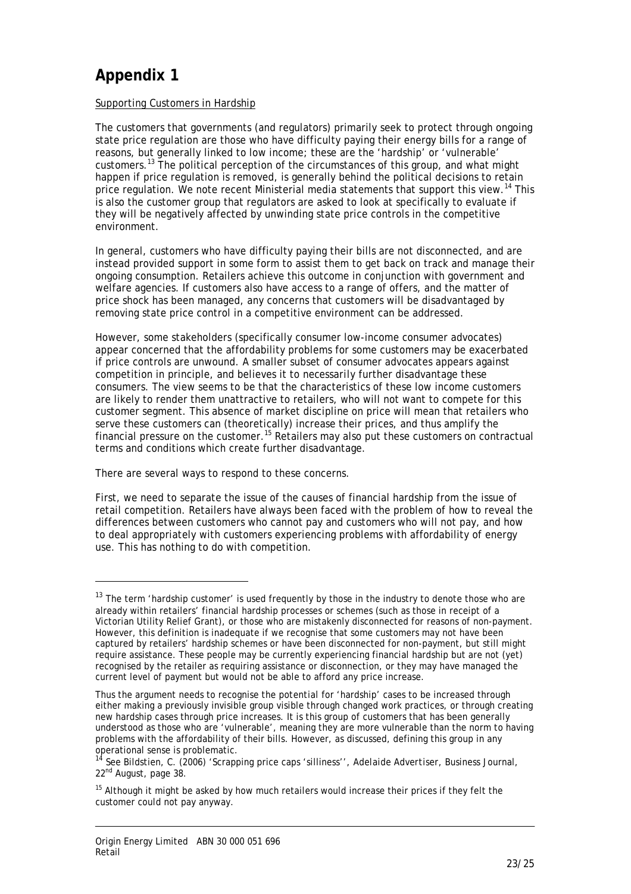# Appendix 1

Supporting Customers in Hardship

The customers that governments (and regulators) primarily seek to protect through ongoing state price regulation are those who have difficulty paying their energy bills for a range of reasons, but generally linked to low income; these are the 'hardship' or 'vulnerable' customers.[13] The political perception of the circumstances of this group, and what might happen if price regulation is removed, is generally behind the political decisions to retain price regulation. We note recent Ministerial media statements that support this view.[14] This is also the customer group that regulators are asked to look at specifically to evaluate if they will be negatively affected by unwinding state price controls in the competitive environment.

In general, customers who have difficulty paying their bills are not disconnected, and are instead provided support in some form to assist them to get back on track and manage their ongoing consumption. Retailers achieve this outcome in conjunction with government and welfare agencies. If customers also have access to a range of offers, and the matter of price shock has been managed, any concerns that customers will be disadvantaged by removing state price control in a competitive environment can be addressed.

However, some stakeholders (specifically consumer low-income consumer advocates) appear concerned that the affordability problems for some customers may be exacerbated if price controls are unwound. A smaller subset of consumer advocates appears against competition in principle, and believes it to necessarily further disadvantage these consumers. The view seems to be that the characteristics of these low income customers are likely to render them unattractive to retailers, who will not want to compete for this customer segment. This absence of market discipline on price will mean that retailers who serve these customers can (theoretically) increase their prices, and thus amplify the financial pressure on the customer.[15] Retailers may also put these customers on contractual terms and conditions which create further disadvantage.

There are several ways to respond to these concerns.

First, we need to separate the issue of the causes of financial hardship from the issue of retail competition. Retailers have always been faced with the problem of how to reveal the differences between customers who cannot pay and customers who will not pay, and how to deal appropriately with customers experiencing problems with affordability of energy use. This has nothing to do with competition.

---

[13] The term 'hardship customer' is used frequently by those in the industry to denote those who are already within retailers' financial hardship processes or schemes (such as those in receipt of a Victorian Utility Relief Grant), or those who are mistakenly disconnected for reasons of non-payment. However, this definition is inadequate if we recognise that some customers may not have been captured by retailers' hardship schemes or have been disconnected for non-payment, but still might require assistance. These people may be currently experiencing financial hardship but are not (yet) recognised by the retailer as requiring assistance or disconnection, or they may have managed the current level of payment but would not be able to afford any price increase.

Thus the argument needs to recognise the *potential* for 'hardship' cases to be increased through either making a previously invisible group visible through changed work practices, or through creating new hardship cases through price increases. It is this group of customers that has been generally understood as those who are 'vulnerable', meaning they are more vulnerable than the norm to having problems with the affordability of their bills. However, as discussed, defining this group in any operational sense is problematic.

[14] See Bildstien, C. (2006) 'Scrapping price caps 'silliness'', *Adelaide Advertiser*, Business Journal, 22nd August, page 38.

[15] Although it might be asked by how much retailers would increase their prices if they felt the customer could not pay anyway.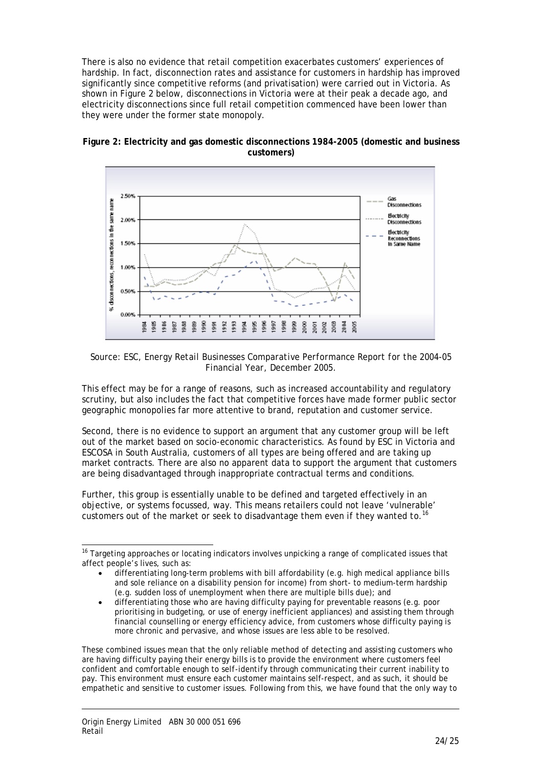There is also no evidence that retail competition exacerbates customers' experiences of hardship. In fact, disconnection rates and assistance for customers in hardship has improved significantly since competitive reforms (and privatisation) were carried out in Victoria. As shown in Figure 2 below, disconnections in Victoria were at their peak a decade ago, and electricity disconnections since full retail competition commenced have been lower than they were under the former state monopoly.

**Figure 2: Electricity and gas domestic disconnections 1984-2005 (domestic and business customers)**

Source: ESC, *Energy Retail Businesses Comparative Performance Report for the 2004-05 Financial Year*, December 2005.

This effect may be for a range of reasons, such as increased accountability and regulatory scrutiny, but also includes the fact that competitive forces have made former public sector geographic monopolies far more attentive to brand, reputation and customer service.

Second, there is no evidence to support an argument that any customer group will be left out of the market based on socio-economic characteristics. As found by ESC in Victoria and ESCOSA in South Australia, customers of all types are being offered and are taking up market contracts. There are also no apparent data to support the argument that customers are being disadvantaged through inappropriate contractual terms and conditions.

Further, this group is essentially unable to be defined and targeted effectively in an objective, or systems focussed, way. This means retailers could not leave 'vulnerable' customers out of the market or seek to disadvantage them even if they wanted to.[16]

---

[16] Targeting approaches or locating indicators involves unpicking a range of complicated issues that affect people's lives, such as:

- differentiating long-term problems with bill affordability (e.g. high medical appliance bills and sole reliance on a disability pension for income) from short- to medium-term hardship (e.g. sudden loss of unemployment when there are multiple bills due); and
- differentiating those who are having difficulty paying for preventable reasons (e.g. poor prioritising in budgeting, or use of energy inefficient appliances) and assisting them through financial counselling or energy efficiency advice, from customers whose difficulty paying is more chronic and pervasive, and whose issues are less able to be resolved.

These combined issues mean that the only reliable method of detecting and assisting customers who are having difficulty paying their energy bills is to provide the environment where customers feel confident and comfortable enough to self-identify through communicating their current inability to pay. This environment must ensure each customer maintains self-respect, and as such, it should be empathetic and sensitive to customer issues. Following from this, we have found that the only way to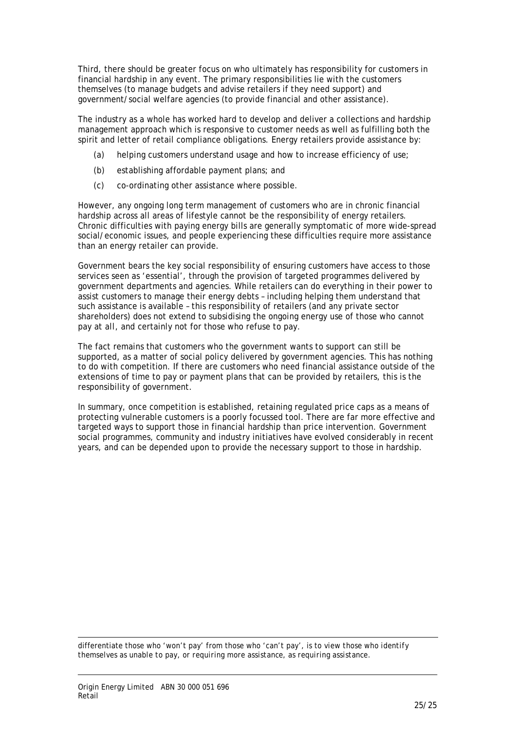Third, there should be greater focus on who ultimately has responsibility for customers in financial hardship in any event. The primary responsibilities lie with the customers themselves (to manage budgets and advise retailers if they need support) and government/social welfare agencies (to provide financial and other assistance).

The industry as a whole has worked hard to develop and deliver a collections and hardship management approach which is responsive to customer needs as well as fulfilling both the spirit and letter of retail compliance obligations. Energy retailers provide assistance by:

(a) helping customers understand usage and how to increase efficiency of use;

(b) establishing affordable payment plans; and

(c) co-ordinating other assistance where possible.

However, any ongoing long term management of customers who are in chronic financial hardship across all areas of lifestyle cannot be the responsibility of energy retailers. Chronic difficulties with paying energy bills are generally symptomatic of more wide-spread social/economic issues, and people experiencing these difficulties require more assistance than an energy retailer can provide.

Government bears the key social responsibility of ensuring customers have access to those services seen as 'essential', through the provision of targeted programmes delivered by government departments and agencies. While retailers can do everything in their power to assist customers to manage their energy debts – including helping them understand that such assistance is available – this responsibility of retailers (and any private sector shareholders) does not extend to subsidising the ongoing energy use of those who cannot pay at all, and certainly not for those who refuse to pay.

The fact remains that customers who the government wants to support can still be supported, as a matter of social policy delivered by government agencies. This has nothing to do with competition. If there are customers who need financial assistance outside of the extensions of time to pay or payment plans that can be provided by retailers, this is the responsibility of government.

In summary, once competition is established, retaining regulated price caps as a means of protecting vulnerable customers is a poorly focussed tool. There are far more effective and targeted ways to support those in financial hardship than price intervention. Government social programmes, community and industry initiatives have evolved considerably in recent years, and can be depended upon to provide the necessary support to those in hardship.

---

differentiate those who 'won't pay' from those who 'can't pay', is to view those who identify themselves as unable to pay, or requiring more assistance, as requiring assistance.

Origin Energy Limited ABN 30 000 051 696
Retail